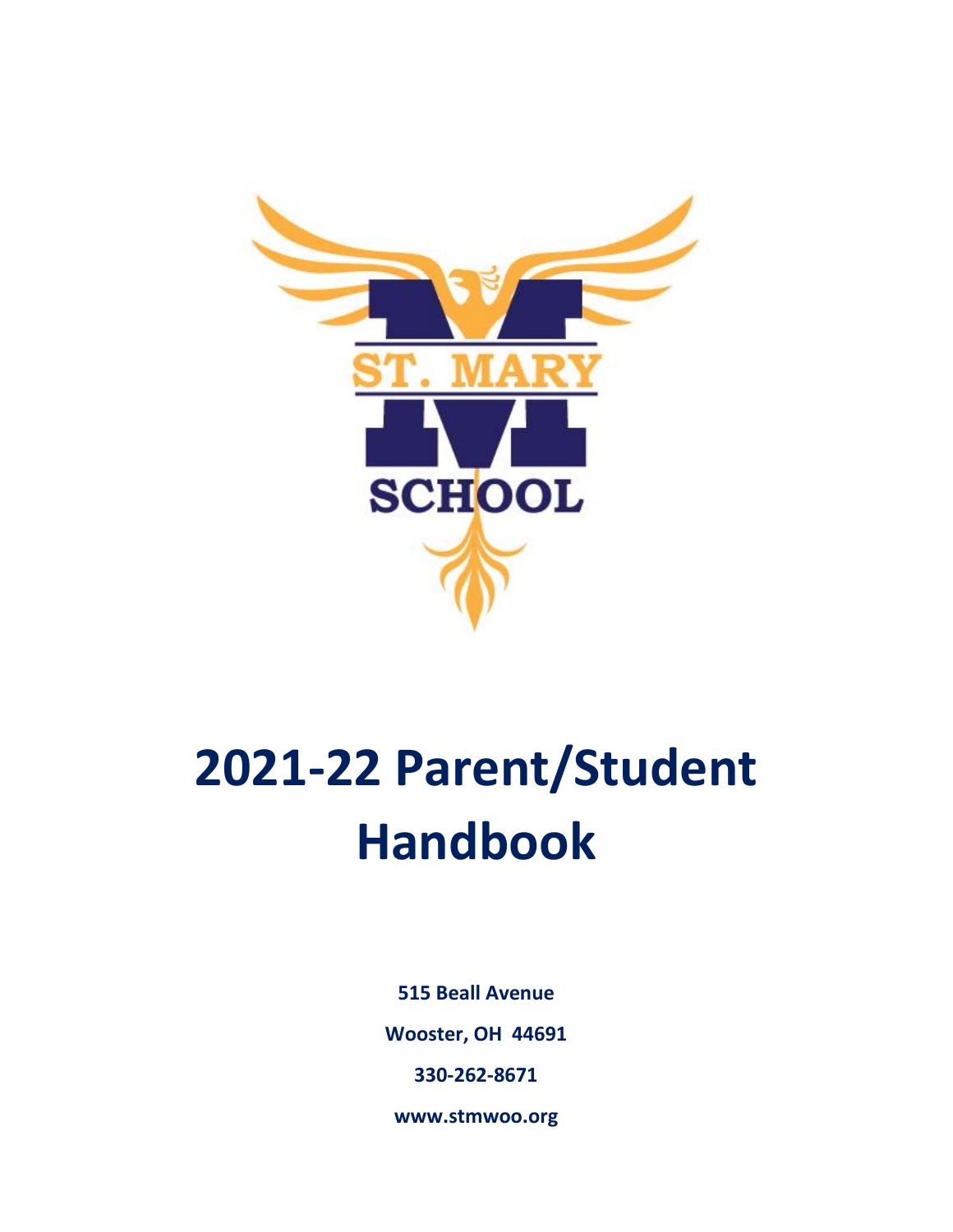# 2021-22 Parent/Student Handbook

**515 Beall Avenue**

**Wooster, OH 44691**

**330-262-8671**

**www.stmwoo.org**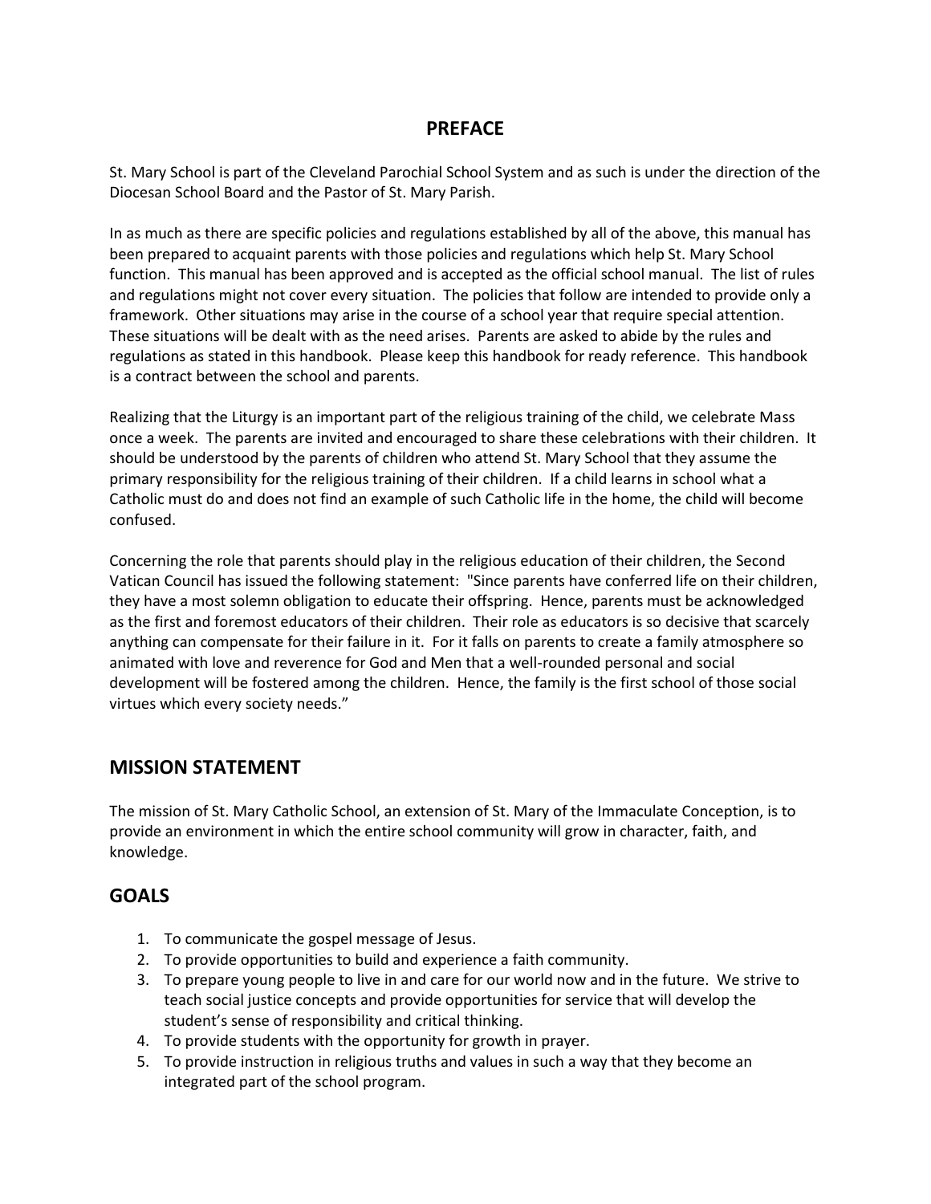## PREFACE

St. Mary School is part of the Cleveland Parochial School System and as such is under the direction of the Diocesan School Board and the Pastor of St. Mary Parish.

In as much as there are specific policies and regulations established by all of the above, this manual has been prepared to acquaint parents with those policies and regulations which help St. Mary School function. This manual has been approved and is accepted as the official school manual. The list of rules and regulations might not cover every situation. The policies that follow are intended to provide only a framework. Other situations may arise in the course of a school year that require special attention. These situations will be dealt with as the need arises. Parents are asked to abide by the rules and regulations as stated in this handbook. Please keep this handbook for ready reference. This handbook is a contract between the school and parents.

Realizing that the Liturgy is an important part of the religious training of the child, we celebrate Mass once a week. The parents are invited and encouraged to share these celebrations with their children. It should be understood by the parents of children who attend St. Mary School that they assume the primary responsibility for the religious training of their children. If a child learns in school what a Catholic must do and does not find an example of such Catholic life in the home, the child will become confused.

Concerning the role that parents should play in the religious education of their children, the Second Vatican Council has issued the following statement: "Since parents have conferred life on their children, they have a most solemn obligation to educate their offspring. Hence, parents must be acknowledged as the first and foremost educators of their children. Their role as educators is so decisive that scarcely anything can compensate for their failure in it. For it falls on parents to create a family atmosphere so animated with love and reverence for God and Men that a well-rounded personal and social development will be fostered among the children. Hence, the family is the first school of those social virtues which every society needs."

## MISSION STATEMENT

The mission of St. Mary Catholic School, an extension of St. Mary of the Immaculate Conception, is to provide an environment in which the entire school community will grow in character, faith, and knowledge.

## GOALS

1. To communicate the gospel message of Jesus.
2. To provide opportunities to build and experience a faith community.
3. To prepare young people to live in and care for our world now and in the future. We strive to teach social justice concepts and provide opportunities for service that will develop the student's sense of responsibility and critical thinking.
4. To provide students with the opportunity for growth in prayer.
5. To provide instruction in religious truths and values in such a way that they become an integrated part of the school program.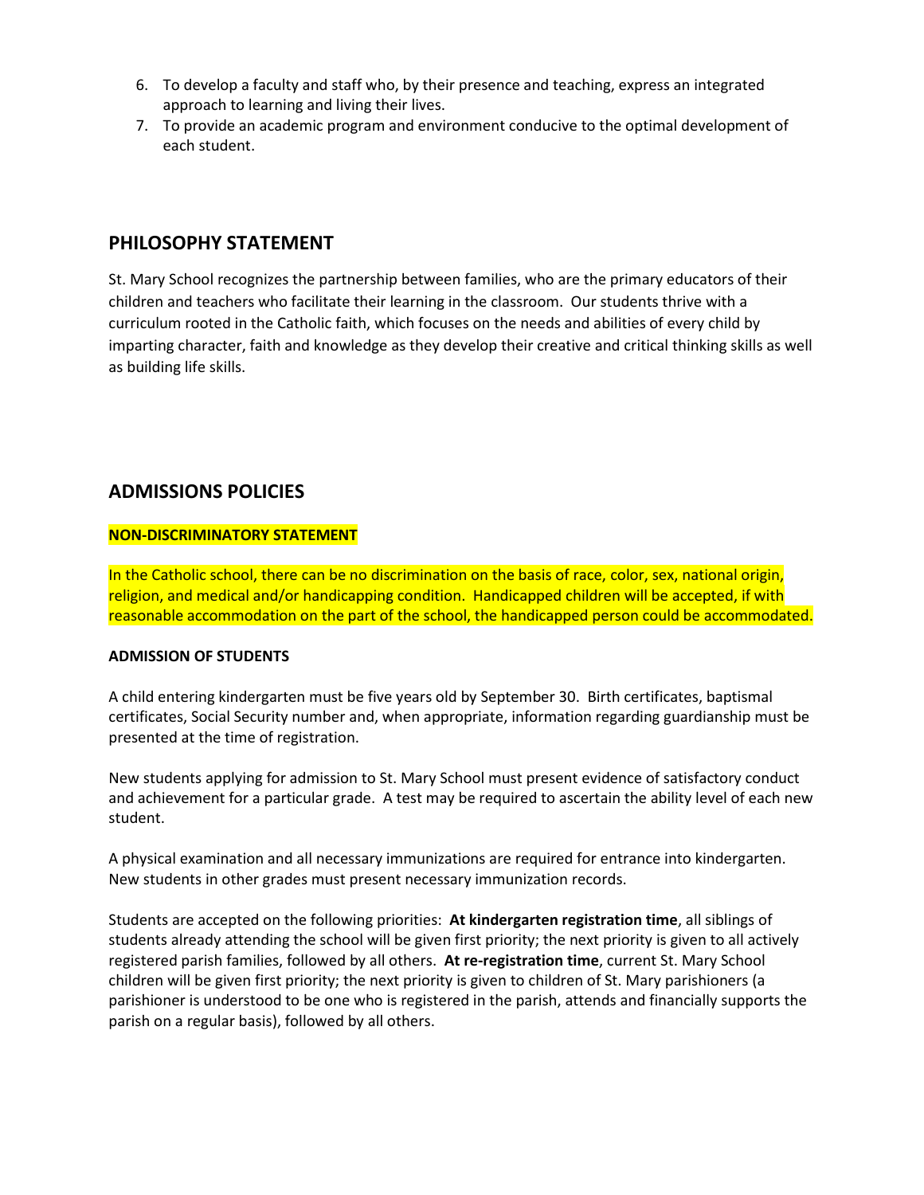6. To develop a faculty and staff who, by their presence and teaching, express an integrated approach to learning and living their lives.
7. To provide an academic program and environment conducive to the optimal development of each student.

## PHILOSOPHY STATEMENT

St. Mary School recognizes the partnership between families, who are the primary educators of their children and teachers who facilitate their learning in the classroom. Our students thrive with a curriculum rooted in the Catholic faith, which focuses on the needs and abilities of every child by imparting character, faith and knowledge as they develop their creative and critical thinking skills as well as building life skills.

## ADMISSIONS POLICIES

**NON-DISCRIMINATORY STATEMENT**

In the Catholic school, there can be no discrimination on the basis of race, color, sex, national origin, religion, and medical and/or handicapping condition. Handicapped children will be accepted, if with reasonable accommodation on the part of the school, the handicapped person could be accommodated.

**ADMISSION OF STUDENTS**

A child entering kindergarten must be five years old by September 30. Birth certificates, baptismal certificates, Social Security number and, when appropriate, information regarding guardianship must be presented at the time of registration.

New students applying for admission to St. Mary School must present evidence of satisfactory conduct and achievement for a particular grade. A test may be required to ascertain the ability level of each new student.

A physical examination and all necessary immunizations are required for entrance into kindergarten. New students in other grades must present necessary immunization records.

Students are accepted on the following priorities: **At kindergarten registration time**, all siblings of students already attending the school will be given first priority; the next priority is given to all actively registered parish families, followed by all others. **At re-registration time**, current St. Mary School children will be given first priority; the next priority is given to children of St. Mary parishioners (a parishioner is understood to be one who is registered in the parish, attends and financially supports the parish on a regular basis), followed by all others.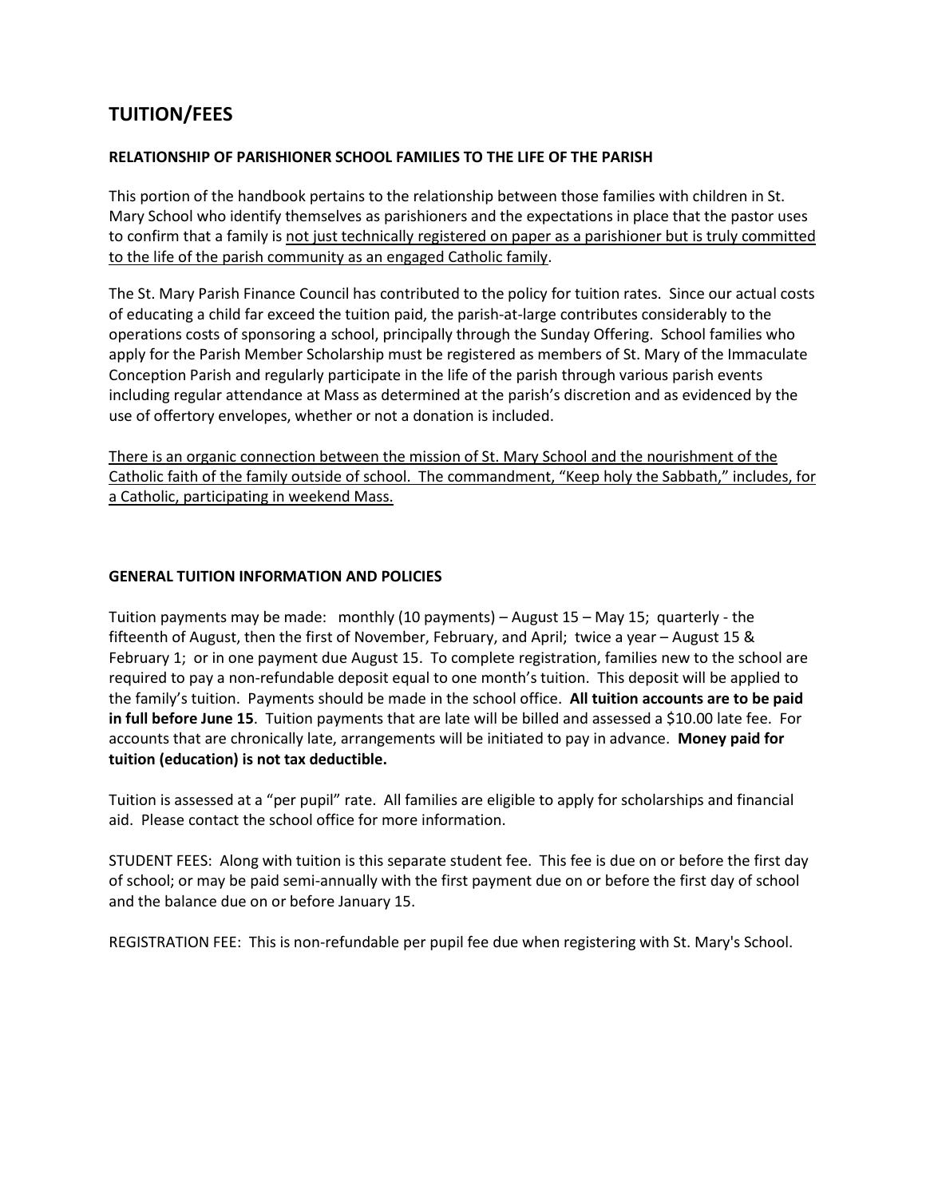# TUITION/FEES

### RELATIONSHIP OF PARISHIONER SCHOOL FAMILIES TO THE LIFE OF THE PARISH

This portion of the handbook pertains to the relationship between those families with children in St. Mary School who identify themselves as parishioners and the expectations in place that the pastor uses to confirm that a family is <u>not just technically registered on paper as a parishioner but is truly committed to the life of the parish community as an engaged Catholic family</u>.

The St. Mary Parish Finance Council has contributed to the policy for tuition rates. Since our actual costs of educating a child far exceed the tuition paid, the parish-at-large contributes considerably to the operations costs of sponsoring a school, principally through the Sunday Offering. School families who apply for the Parish Member Scholarship must be registered as members of St. Mary of the Immaculate Conception Parish and regularly participate in the life of the parish through various parish events including regular attendance at Mass as determined at the parish's discretion and as evidenced by the use of offertory envelopes, whether or not a donation is included.

<u>There is an organic connection between the mission of St. Mary School and the nourishment of the Catholic faith of the family outside of school. The commandment, "Keep holy the Sabbath," includes, for a Catholic, participating in weekend Mass.</u>

### GENERAL TUITION INFORMATION AND POLICIES

Tuition payments may be made: monthly (10 payments) – August 15 – May 15; quarterly - the fifteenth of August, then the first of November, February, and April; twice a year – August 15 & February 1; or in one payment due August 15. To complete registration, families new to the school are required to pay a non-refundable deposit equal to one month's tuition. This deposit will be applied to the family's tuition. Payments should be made in the school office. **All tuition accounts are to be paid in full before June 15**. Tuition payments that are late will be billed and assessed a $10.00 late fee. For accounts that are chronically late, arrangements will be initiated to pay in advance. **Money paid for tuition (education) is not tax deductible.**

Tuition is assessed at a "per pupil" rate. All families are eligible to apply for scholarships and financial aid. Please contact the school office for more information.

STUDENT FEES: Along with tuition is this separate student fee. This fee is due on or before the first day of school; or may be paid semi-annually with the first payment due on or before the first day of school and the balance due on or before January 15.

REGISTRATION FEE: This is non-refundable per pupil fee due when registering with St. Mary's School.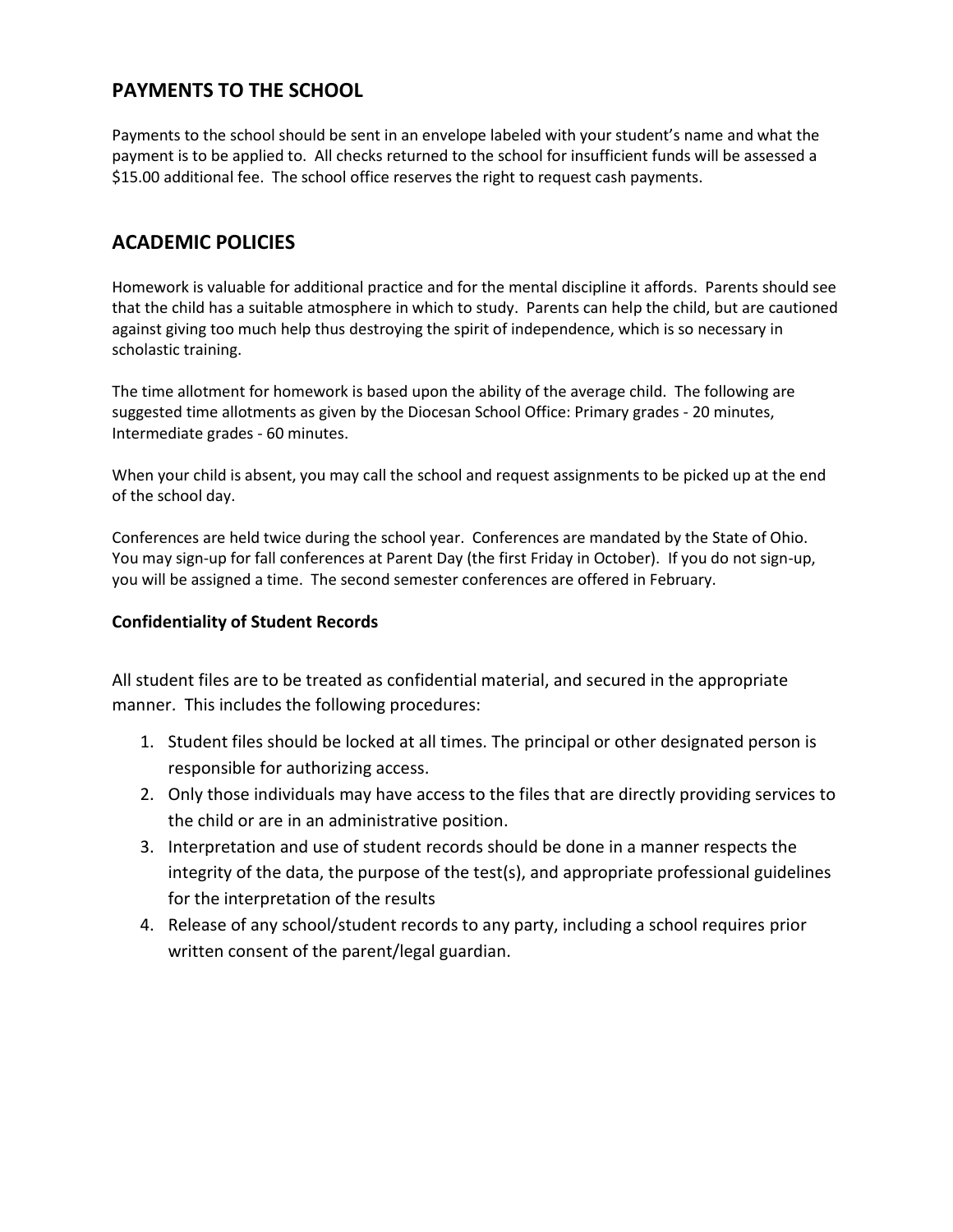## PAYMENTS TO THE SCHOOL

Payments to the school should be sent in an envelope labeled with your student's name and what the payment is to be applied to. All checks returned to the school for insufficient funds will be assessed a $15.00 additional fee. The school office reserves the right to request cash payments.

## ACADEMIC POLICIES

Homework is valuable for additional practice and for the mental discipline it affords. Parents should see that the child has a suitable atmosphere in which to study. Parents can help the child, but are cautioned against giving too much help thus destroying the spirit of independence, which is so necessary in scholastic training.

The time allotment for homework is based upon the ability of the average child. The following are suggested time allotments as given by the Diocesan School Office: Primary grades - 20 minutes, Intermediate grades - 60 minutes.

When your child is absent, you may call the school and request assignments to be picked up at the end of the school day.

Conferences are held twice during the school year. Conferences are mandated by the State of Ohio. You may sign-up for fall conferences at Parent Day (the first Friday in October). If you do not sign-up, you will be assigned a time. The second semester conferences are offered in February.

### Confidentiality of Student Records

All student files are to be treated as confidential material, and secured in the appropriate manner. This includes the following procedures:

1. Student files should be locked at all times. The principal or other designated person is responsible for authorizing access.
2. Only those individuals may have access to the files that are directly providing services to the child or are in an administrative position.
3. Interpretation and use of student records should be done in a manner respects the integrity of the data, the purpose of the test(s), and appropriate professional guidelines for the interpretation of the results
4. Release of any school/student records to any party, including a school requires prior written consent of the parent/legal guardian.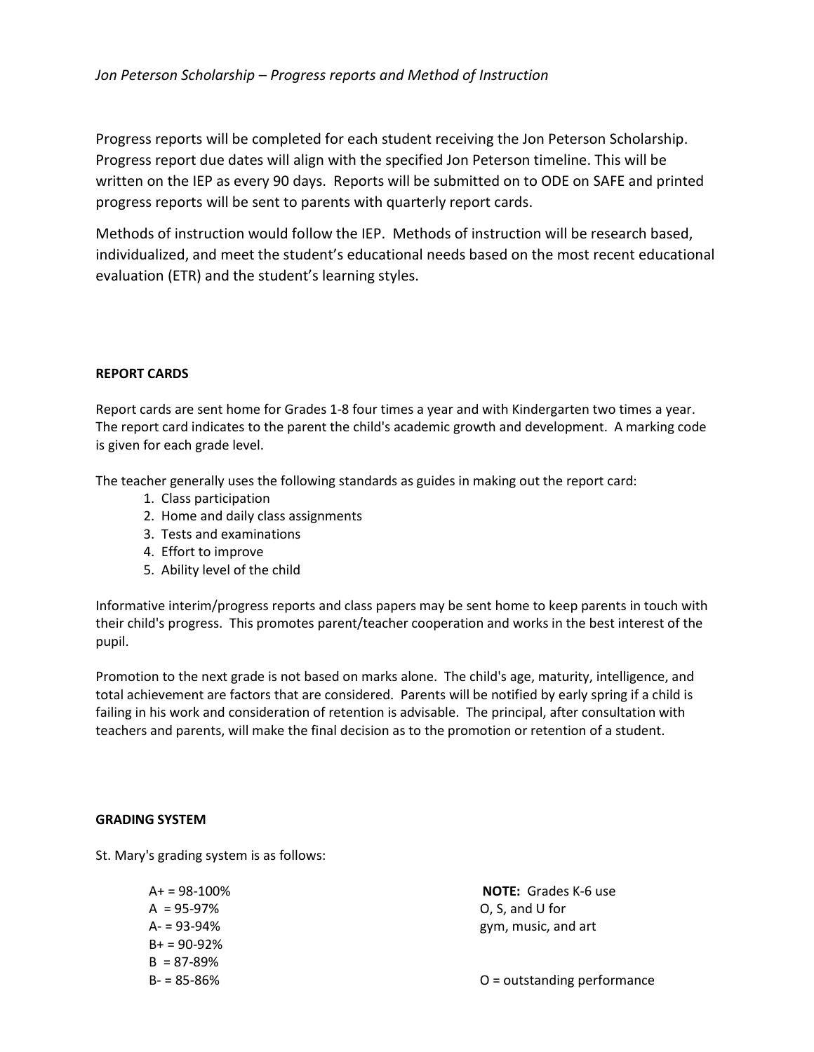*Jon Peterson Scholarship – Progress reports and Method of Instruction*

Progress reports will be completed for each student receiving the Jon Peterson Scholarship. Progress report due dates will align with the specified Jon Peterson timeline. This will be written on the IEP as every 90 days. Reports will be submitted on to ODE on SAFE and printed progress reports will be sent to parents with quarterly report cards.

Methods of instruction would follow the IEP. Methods of instruction will be research based, individualized, and meet the student's educational needs based on the most recent educational evaluation (ETR) and the student's learning styles.

## REPORT CARDS

Report cards are sent home for Grades 1-8 four times a year and with Kindergarten two times a year. The report card indicates to the parent the child's academic growth and development. A marking code is given for each grade level.

The teacher generally uses the following standards as guides in making out the report card:

1. Class participation
2. Home and daily class assignments
3. Tests and examinations
4. Effort to improve
5. Ability level of the child

Informative interim/progress reports and class papers may be sent home to keep parents in touch with their child's progress. This promotes parent/teacher cooperation and works in the best interest of the pupil.

Promotion to the next grade is not based on marks alone. The child's age, maturity, intelligence, and total achievement are factors that are considered. Parents will be notified by early spring if a child is failing in his work and consideration of retention is advisable. The principal, after consultation with teachers and parents, will make the final decision as to the promotion or retention of a student.

## GRADING SYSTEM

St. Mary's grading system is as follows:

A+ = 98-100%
A = 95-97%
A- = 93-94%
B+ = 90-92%
B = 87-89%
B- = 85-86%

**NOTE:** Grades K-6 use O, S, and U for gym, music, and art

O = outstanding performance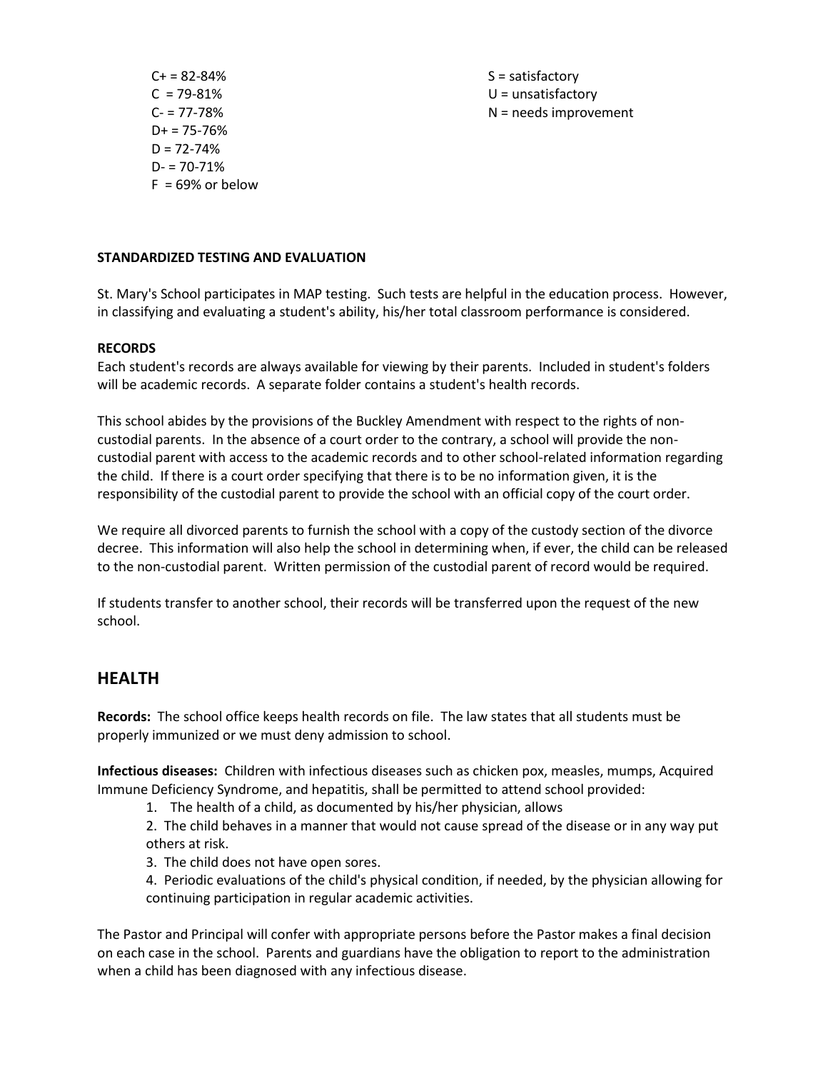C+ = 82-84%
C = 79-81%
C- = 77-78%
D+ = 75-76%
D = 72-74%
D- = 70-71%
F = 69% or below

S = satisfactory
U = unsatisfactory
N = needs improvement

**STANDARDIZED TESTING AND EVALUATION**

St. Mary's School participates in MAP testing. Such tests are helpful in the education process. However, in classifying and evaluating a student's ability, his/her total classroom performance is considered.

**RECORDS**

Each student's records are always available for viewing by their parents. Included in student's folders will be academic records. A separate folder contains a student's health records.

This school abides by the provisions of the Buckley Amendment with respect to the rights of non-custodial parents. In the absence of a court order to the contrary, a school will provide the non-custodial parent with access to the academic records and to other school-related information regarding the child. If there is a court order specifying that there is to be no information given, it is the responsibility of the custodial parent to provide the school with an official copy of the court order.

We require all divorced parents to furnish the school with a copy of the custody section of the divorce decree. This information will also help the school in determining when, if ever, the child can be released to the non-custodial parent. Written permission of the custodial parent of record would be required.

If students transfer to another school, their records will be transferred upon the request of the new school.

## HEALTH

**Records:** The school office keeps health records on file. The law states that all students must be properly immunized or we must deny admission to school.

**Infectious diseases:** Children with infectious diseases such as chicken pox, measles, mumps, Acquired Immune Deficiency Syndrome, and hepatitis, shall be permitted to attend school provided:

1. The health of a child, as documented by his/her physician, allows
2. The child behaves in a manner that would not cause spread of the disease or in any way put others at risk.
3. The child does not have open sores.
4. Periodic evaluations of the child's physical condition, if needed, by the physician allowing for continuing participation in regular academic activities.

The Pastor and Principal will confer with appropriate persons before the Pastor makes a final decision on each case in the school. Parents and guardians have the obligation to report to the administration when a child has been diagnosed with any infectious disease.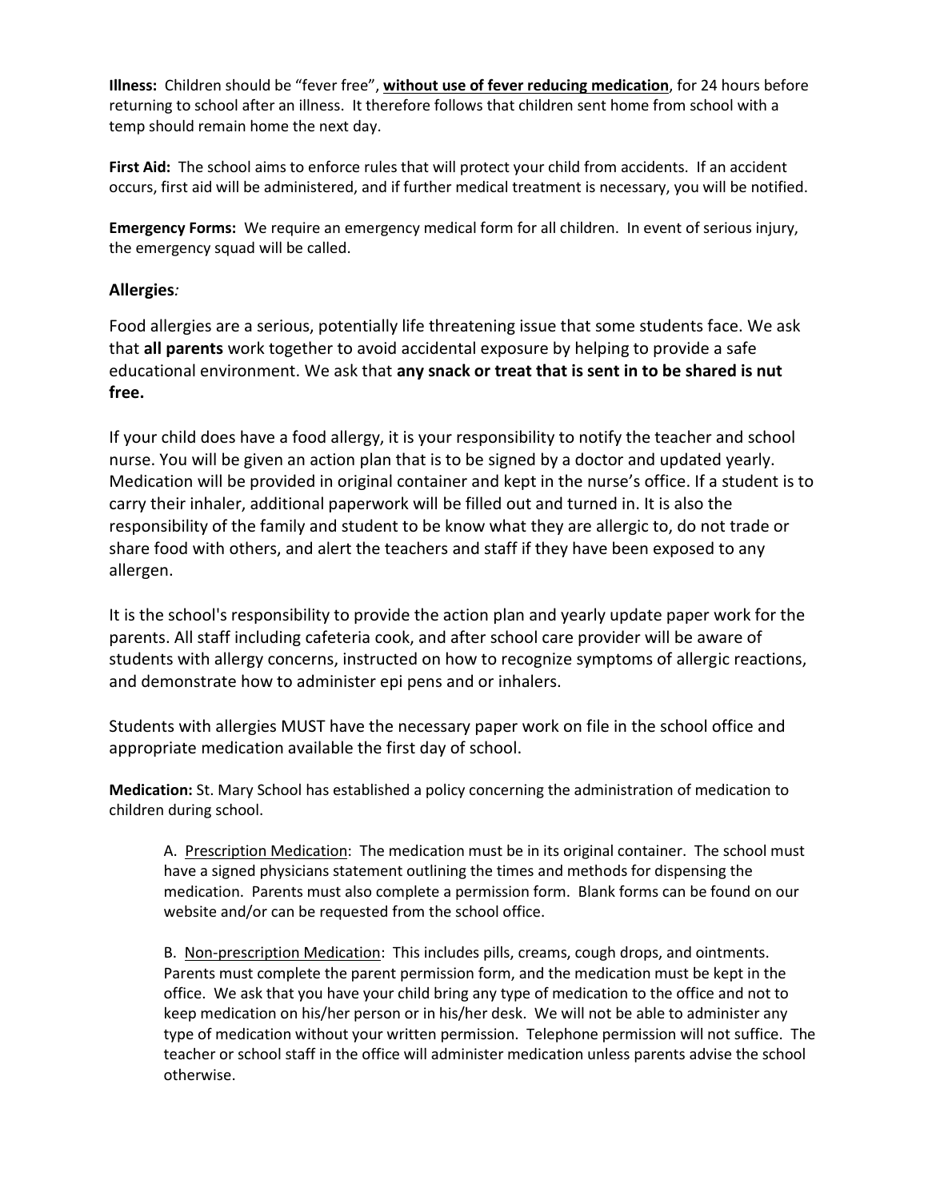**Illness:** Children should be "fever free", **<u>without use of fever reducing medication</u>**, for 24 hours before returning to school after an illness. It therefore follows that children sent home from school with a temp should remain home the next day.

**First Aid:** The school aims to enforce rules that will protect your child from accidents. If an accident occurs, first aid will be administered, and if further medical treatment is necessary, you will be notified.

**Emergency Forms:** We require an emergency medical form for all children. In event of serious injury, the emergency squad will be called.

**Allergies***:*

Food allergies are a serious, potentially life threatening issue that some students face. We ask that **all parents** work together to avoid accidental exposure by helping to provide a safe educational environment. We ask that **any snack or treat that is sent in to be shared is nut free.**

If your child does have a food allergy, it is your responsibility to notify the teacher and school nurse. You will be given an action plan that is to be signed by a doctor and updated yearly. Medication will be provided in original container and kept in the nurse's office. If a student is to carry their inhaler, additional paperwork will be filled out and turned in. It is also the responsibility of the family and student to be know what they are allergic to, do not trade or share food with others, and alert the teachers and staff if they have been exposed to any allergen.

It is the school's responsibility to provide the action plan and yearly update paper work for the parents. All staff including cafeteria cook, and after school care provider will be aware of students with allergy concerns, instructed on how to recognize symptoms of allergic reactions, and demonstrate how to administer epi pens and or inhalers.

Students with allergies MUST have the necessary paper work on file in the school office and appropriate medication available the first day of school.

**Medication:** St. Mary School has established a policy concerning the administration of medication to children during school.

A. <u>Prescription Medication</u>: The medication must be in its original container. The school must have a signed physicians statement outlining the times and methods for dispensing the medication. Parents must also complete a permission form. Blank forms can be found on our website and/or can be requested from the school office.

B. <u>Non-prescription Medication</u>: This includes pills, creams, cough drops, and ointments. Parents must complete the parent permission form, and the medication must be kept in the office. We ask that you have your child bring any type of medication to the office and not to keep medication on his/her person or in his/her desk. We will not be able to administer any type of medication without your written permission. Telephone permission will not suffice. The teacher or school staff in the office will administer medication unless parents advise the school otherwise.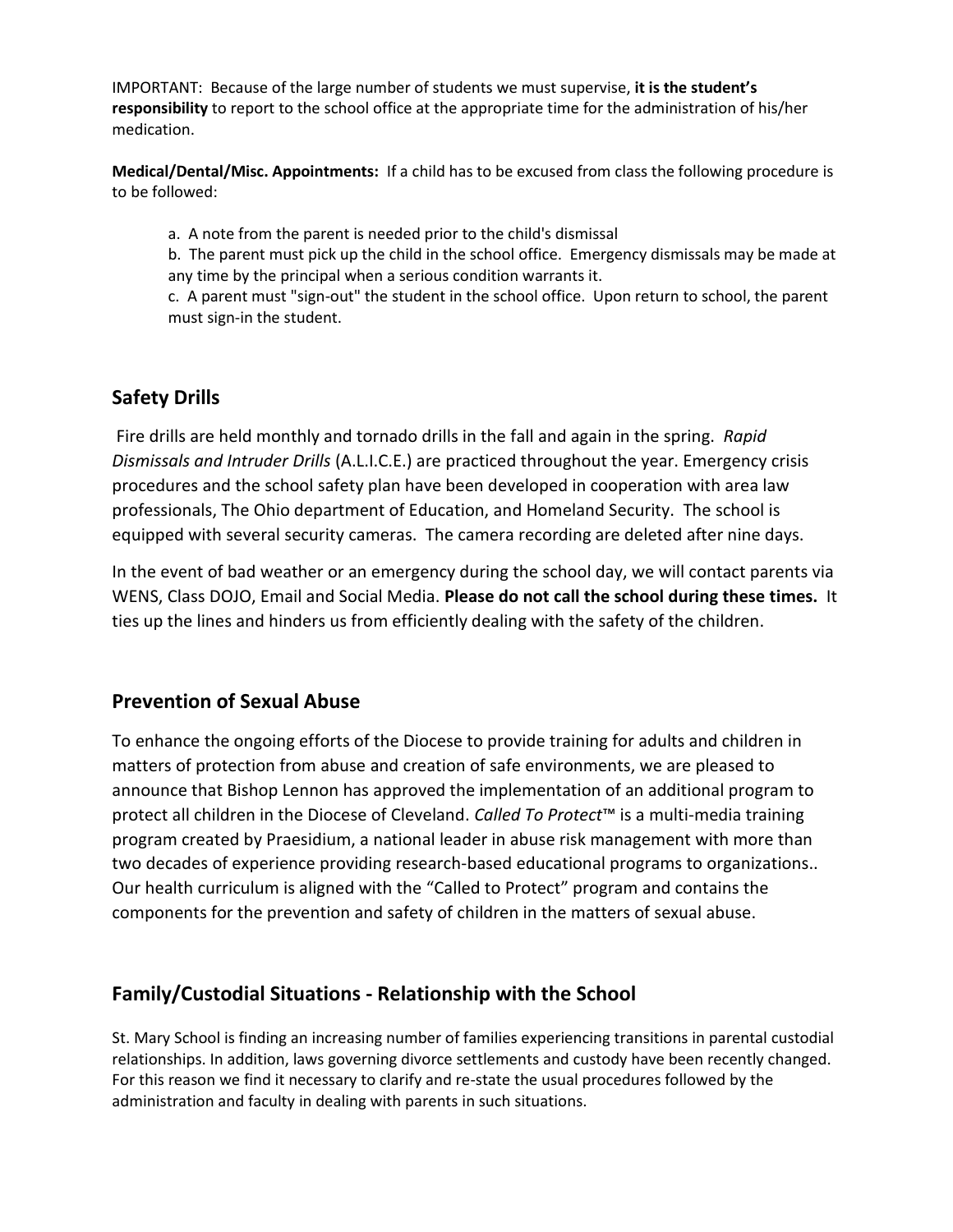IMPORTANT: Because of the large number of students we must supervise, **it is the student's responsibility** to report to the school office at the appropriate time for the administration of his/her medication.

**Medical/Dental/Misc. Appointments:** If a child has to be excused from class the following procedure is to be followed:

a. A note from the parent is needed prior to the child's dismissal

b. The parent must pick up the child in the school office. Emergency dismissals may be made at any time by the principal when a serious condition warrants it.

c. A parent must "sign-out" the student in the school office. Upon return to school, the parent must sign-in the student.

## Safety Drills

Fire drills are held monthly and tornado drills in the fall and again in the spring. *Rapid Dismissals and Intruder Drills* (A.L.I.C.E.) are practiced throughout the year. Emergency crisis procedures and the school safety plan have been developed in cooperation with area law professionals, The Ohio department of Education, and Homeland Security. The school is equipped with several security cameras. The camera recording are deleted after nine days.

In the event of bad weather or an emergency during the school day, we will contact parents via WENS, Class DOJO, Email and Social Media. **Please do not call the school during these times.** It ties up the lines and hinders us from efficiently dealing with the safety of the children.

## Prevention of Sexual Abuse

To enhance the ongoing efforts of the Diocese to provide training for adults and children in matters of protection from abuse and creation of safe environments, we are pleased to announce that Bishop Lennon has approved the implementation of an additional program to protect all children in the Diocese of Cleveland. *Called To Protect*™ is a multi-media training program created by Praesidium, a national leader in abuse risk management with more than two decades of experience providing research-based educational programs to organizations.. Our health curriculum is aligned with the "Called to Protect" program and contains the components for the prevention and safety of children in the matters of sexual abuse.

## Family/Custodial Situations - Relationship with the School

St. Mary School is finding an increasing number of families experiencing transitions in parental custodial relationships. In addition, laws governing divorce settlements and custody have been recently changed. For this reason we find it necessary to clarify and re-state the usual procedures followed by the administration and faculty in dealing with parents in such situations.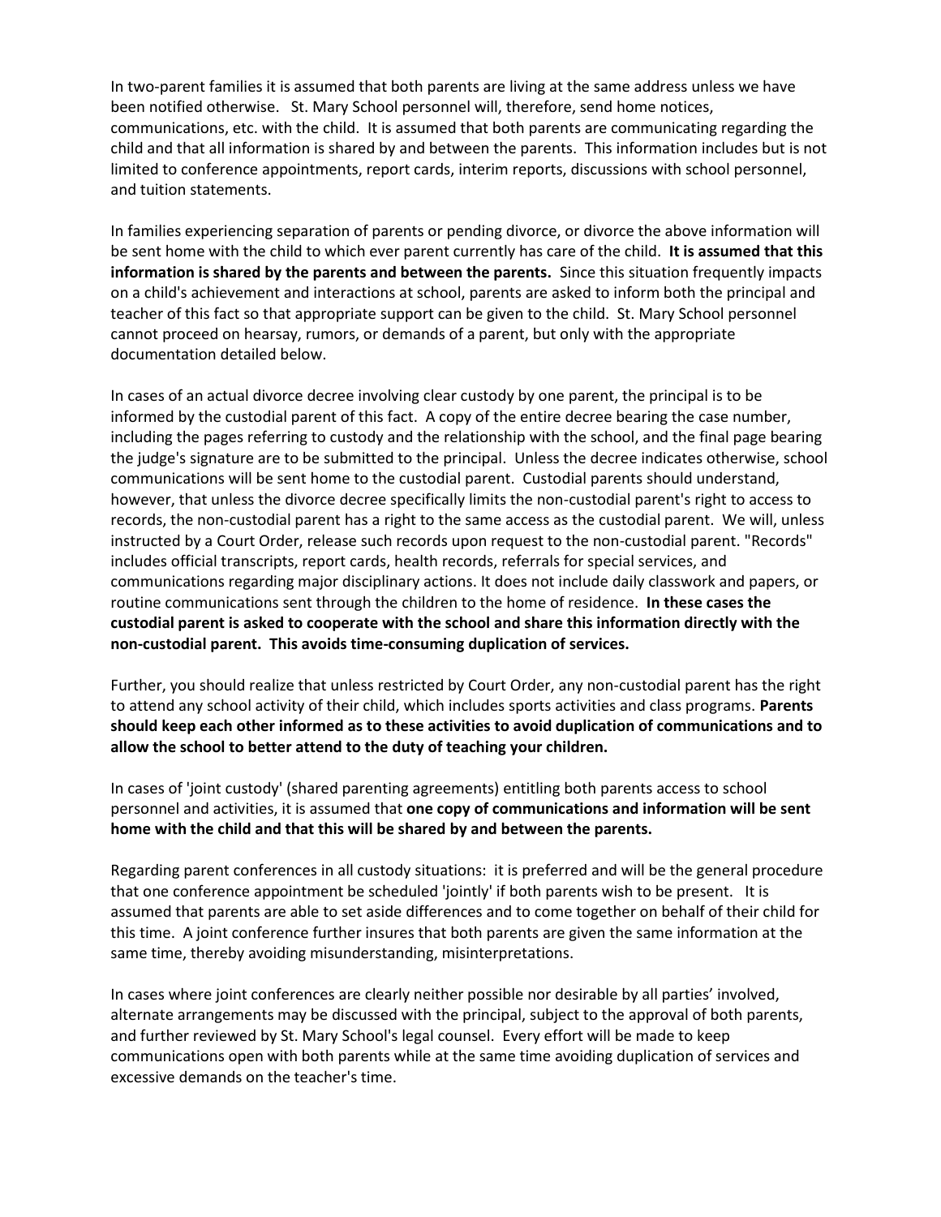In two-parent families it is assumed that both parents are living at the same address unless we have been notified otherwise. St. Mary School personnel will, therefore, send home notices, communications, etc. with the child. It is assumed that both parents are communicating regarding the child and that all information is shared by and between the parents. This information includes but is not limited to conference appointments, report cards, interim reports, discussions with school personnel, and tuition statements.

In families experiencing separation of parents or pending divorce, or divorce the above information will be sent home with the child to which ever parent currently has care of the child. **It is assumed that this information is shared by the parents and between the parents.** Since this situation frequently impacts on a child's achievement and interactions at school, parents are asked to inform both the principal and teacher of this fact so that appropriate support can be given to the child. St. Mary School personnel cannot proceed on hearsay, rumors, or demands of a parent, but only with the appropriate documentation detailed below.

In cases of an actual divorce decree involving clear custody by one parent, the principal is to be informed by the custodial parent of this fact. A copy of the entire decree bearing the case number, including the pages referring to custody and the relationship with the school, and the final page bearing the judge's signature are to be submitted to the principal. Unless the decree indicates otherwise, school communications will be sent home to the custodial parent. Custodial parents should understand, however, that unless the divorce decree specifically limits the non-custodial parent's right to access to records, the non-custodial parent has a right to the same access as the custodial parent. We will, unless instructed by a Court Order, release such records upon request to the non-custodial parent. "Records" includes official transcripts, report cards, health records, referrals for special services, and communications regarding major disciplinary actions. It does not include daily classwork and papers, or routine communications sent through the children to the home of residence. **In these cases the custodial parent is asked to cooperate with the school and share this information directly with the non-custodial parent. This avoids time-consuming duplication of services.**

Further, you should realize that unless restricted by Court Order, any non-custodial parent has the right to attend any school activity of their child, which includes sports activities and class programs. **Parents should keep each other informed as to these activities to avoid duplication of communications and to allow the school to better attend to the duty of teaching your children.**

In cases of 'joint custody' (shared parenting agreements) entitling both parents access to school personnel and activities, it is assumed that **one copy of communications and information will be sent home with the child and that this will be shared by and between the parents.**

Regarding parent conferences in all custody situations: it is preferred and will be the general procedure that one conference appointment be scheduled 'jointly' if both parents wish to be present. It is assumed that parents are able to set aside differences and to come together on behalf of their child for this time. A joint conference further insures that both parents are given the same information at the same time, thereby avoiding misunderstanding, misinterpretations.

In cases where joint conferences are clearly neither possible nor desirable by all parties' involved, alternate arrangements may be discussed with the principal, subject to the approval of both parents, and further reviewed by St. Mary School's legal counsel. Every effort will be made to keep communications open with both parents while at the same time avoiding duplication of services and excessive demands on the teacher's time.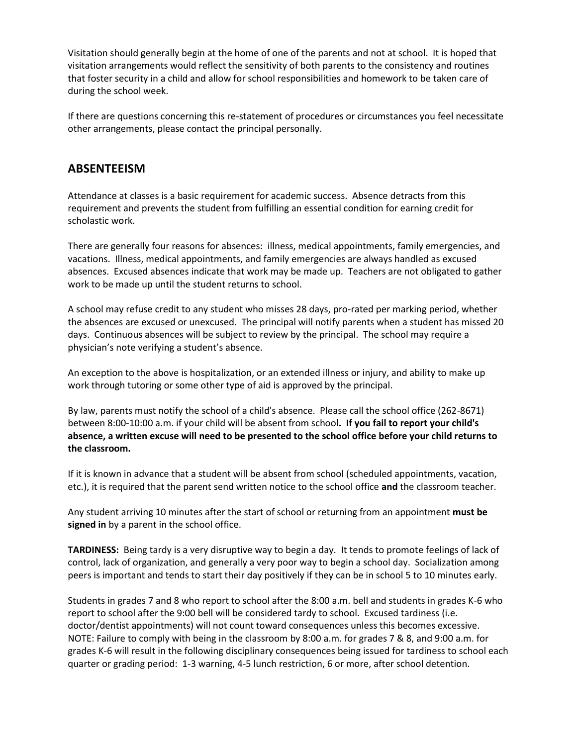Visitation should generally begin at the home of one of the parents and not at school. It is hoped that visitation arrangements would reflect the sensitivity of both parents to the consistency and routines that foster security in a child and allow for school responsibilities and homework to be taken care of during the school week.

If there are questions concerning this re-statement of procedures or circumstances you feel necessitate other arrangements, please contact the principal personally.

## ABSENTEEISM

Attendance at classes is a basic requirement for academic success. Absence detracts from this requirement and prevents the student from fulfilling an essential condition for earning credit for scholastic work.

There are generally four reasons for absences: illness, medical appointments, family emergencies, and vacations. Illness, medical appointments, and family emergencies are always handled as excused absences. Excused absences indicate that work may be made up. Teachers are not obligated to gather work to be made up until the student returns to school.

A school may refuse credit to any student who misses 28 days, pro-rated per marking period, whether the absences are excused or unexcused. The principal will notify parents when a student has missed 20 days. Continuous absences will be subject to review by the principal. The school may require a physician's note verifying a student's absence.

An exception to the above is hospitalization, or an extended illness or injury, and ability to make up work through tutoring or some other type of aid is approved by the principal.

By law, parents must notify the school of a child's absence. Please call the school office (262-8671) between 8:00-10:00 a.m. if your child will be absent from school**. If you fail to report your child's absence, a written excuse will need to be presented to the school office before your child returns to the classroom.**

If it is known in advance that a student will be absent from school (scheduled appointments, vacation, etc.), it is required that the parent send written notice to the school office **and** the classroom teacher.

Any student arriving 10 minutes after the start of school or returning from an appointment **must be signed in** by a parent in the school office.

**TARDINESS:** Being tardy is a very disruptive way to begin a day. It tends to promote feelings of lack of control, lack of organization, and generally a very poor way to begin a school day. Socialization among peers is important and tends to start their day positively if they can be in school 5 to 10 minutes early.

Students in grades 7 and 8 who report to school after the 8:00 a.m. bell and students in grades K-6 who report to school after the 9:00 bell will be considered tardy to school. Excused tardiness (i.e. doctor/dentist appointments) will not count toward consequences unless this becomes excessive. NOTE: Failure to comply with being in the classroom by 8:00 a.m. for grades 7 & 8, and 9:00 a.m. for grades K-6 will result in the following disciplinary consequences being issued for tardiness to school each quarter or grading period: 1-3 warning, 4-5 lunch restriction, 6 or more, after school detention.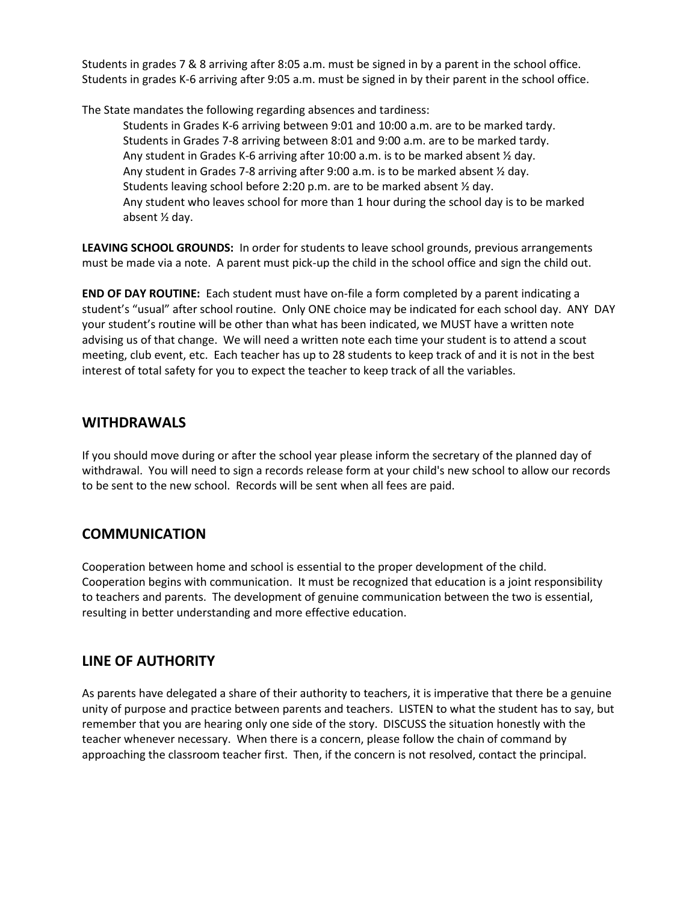Students in grades 7 & 8 arriving after 8:05 a.m. must be signed in by a parent in the school office. Students in grades K-6 arriving after 9:05 a.m. must be signed in by their parent in the school office.

The State mandates the following regarding absences and tardiness:

> Students in Grades K-6 arriving between 9:01 and 10:00 a.m. are to be marked tardy.
> Students in Grades 7-8 arriving between 8:01 and 9:00 a.m. are to be marked tardy.
> Any student in Grades K-6 arriving after 10:00 a.m. is to be marked absent ½ day.
> Any student in Grades 7-8 arriving after 9:00 a.m. is to be marked absent ½ day.
> Students leaving school before 2:20 p.m. are to be marked absent ½ day.
> Any student who leaves school for more than 1 hour during the school day is to be marked absent ½ day.

**LEAVING SCHOOL GROUNDS:** In order for students to leave school grounds, previous arrangements must be made via a note. A parent must pick-up the child in the school office and sign the child out.

**END OF DAY ROUTINE:** Each student must have on-file a form completed by a parent indicating a student's "usual" after school routine. Only ONE choice may be indicated for each school day. ANY DAY your student's routine will be other than what has been indicated, we MUST have a written note advising us of that change. We will need a written note each time your student is to attend a scout meeting, club event, etc. Each teacher has up to 28 students to keep track of and it is not in the best interest of total safety for you to expect the teacher to keep track of all the variables.

## WITHDRAWALS

If you should move during or after the school year please inform the secretary of the planned day of withdrawal. You will need to sign a records release form at your child's new school to allow our records to be sent to the new school. Records will be sent when all fees are paid.

## COMMUNICATION

Cooperation between home and school is essential to the proper development of the child. Cooperation begins with communication. It must be recognized that education is a joint responsibility to teachers and parents. The development of genuine communication between the two is essential, resulting in better understanding and more effective education.

## LINE OF AUTHORITY

As parents have delegated a share of their authority to teachers, it is imperative that there be a genuine unity of purpose and practice between parents and teachers. LISTEN to what the student has to say, but remember that you are hearing only one side of the story. DISCUSS the situation honestly with the teacher whenever necessary. When there is a concern, please follow the chain of command by approaching the classroom teacher first. Then, if the concern is not resolved, contact the principal.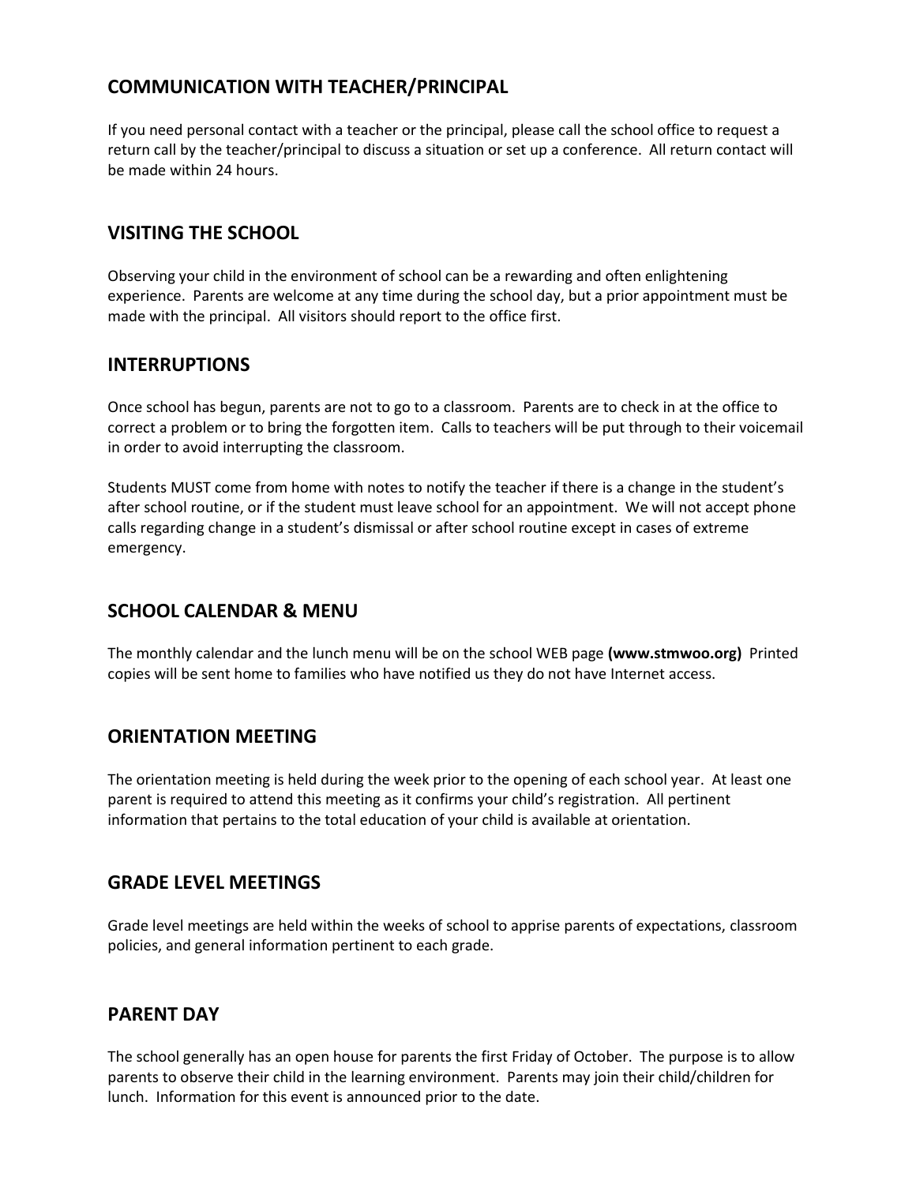## COMMUNICATION WITH TEACHER/PRINCIPAL

If you need personal contact with a teacher or the principal, please call the school office to request a return call by the teacher/principal to discuss a situation or set up a conference. All return contact will be made within 24 hours.

## VISITING THE SCHOOL

Observing your child in the environment of school can be a rewarding and often enlightening experience. Parents are welcome at any time during the school day, but a prior appointment must be made with the principal. All visitors should report to the office first.

## INTERRUPTIONS

Once school has begun, parents are not to go to a classroom. Parents are to check in at the office to correct a problem or to bring the forgotten item. Calls to teachers will be put through to their voicemail in order to avoid interrupting the classroom.

Students MUST come from home with notes to notify the teacher if there is a change in the student's after school routine, or if the student must leave school for an appointment. We will not accept phone calls regarding change in a student's dismissal or after school routine except in cases of extreme emergency.

## SCHOOL CALENDAR & MENU

The monthly calendar and the lunch menu will be on the school WEB page **(www.stmwoo.org)** Printed copies will be sent home to families who have notified us they do not have Internet access.

## ORIENTATION MEETING

The orientation meeting is held during the week prior to the opening of each school year. At least one parent is required to attend this meeting as it confirms your child's registration. All pertinent information that pertains to the total education of your child is available at orientation.

## GRADE LEVEL MEETINGS

Grade level meetings are held within the weeks of school to apprise parents of expectations, classroom policies, and general information pertinent to each grade.

## PARENT DAY

The school generally has an open house for parents the first Friday of October. The purpose is to allow parents to observe their child in the learning environment. Parents may join their child/children for lunch. Information for this event is announced prior to the date.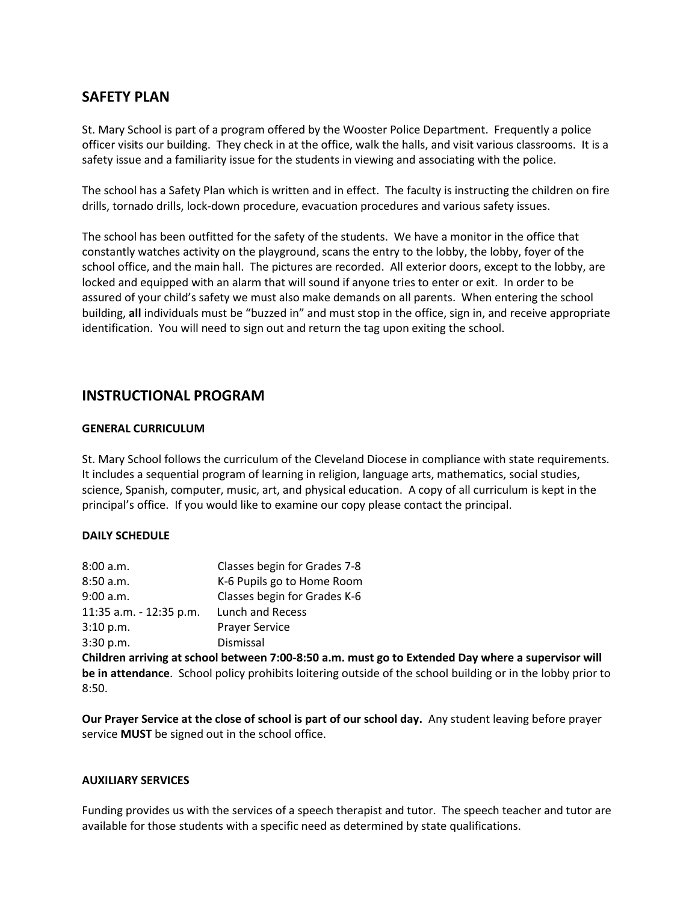## SAFETY PLAN

St. Mary School is part of a program offered by the Wooster Police Department. Frequently a police officer visits our building. They check in at the office, walk the halls, and visit various classrooms. It is a safety issue and a familiarity issue for the students in viewing and associating with the police.

The school has a Safety Plan which is written and in effect. The faculty is instructing the children on fire drills, tornado drills, lock-down procedure, evacuation procedures and various safety issues.

The school has been outfitted for the safety of the students. We have a monitor in the office that constantly watches activity on the playground, scans the entry to the lobby, the lobby, foyer of the school office, and the main hall. The pictures are recorded. All exterior doors, except to the lobby, are locked and equipped with an alarm that will sound if anyone tries to enter or exit. In order to be assured of your child's safety we must also make demands on all parents. When entering the school building, **all** individuals must be "buzzed in" and must stop in the office, sign in, and receive appropriate identification. You will need to sign out and return the tag upon exiting the school.

## INSTRUCTIONAL PROGRAM

### GENERAL CURRICULUM

St. Mary School follows the curriculum of the Cleveland Diocese in compliance with state requirements. It includes a sequential program of learning in religion, language arts, mathematics, social studies, science, Spanish, computer, music, art, and physical education. A copy of all curriculum is kept in the principal's office. If you would like to examine our copy please contact the principal.

### DAILY SCHEDULE

| | |
|---|---|
| 8:00 a.m. | Classes begin for Grades 7-8 |
| 8:50 a.m. | K-6 Pupils go to Home Room |
| 9:00 a.m. | Classes begin for Grades K-6 |
| 11:35 a.m. - 12:35 p.m. | Lunch and Recess |
| 3:10 p.m. | Prayer Service |
| 3:30 p.m. | Dismissal |

**Children arriving at school between 7:00-8:50 a.m. must go to Extended Day where a supervisor will be in attendance**. School policy prohibits loitering outside of the school building or in the lobby prior to 8:50.

**Our Prayer Service at the close of school is part of our school day.** Any student leaving before prayer service **MUST** be signed out in the school office.

### AUXILIARY SERVICES

Funding provides us with the services of a speech therapist and tutor. The speech teacher and tutor are available for those students with a specific need as determined by state qualifications.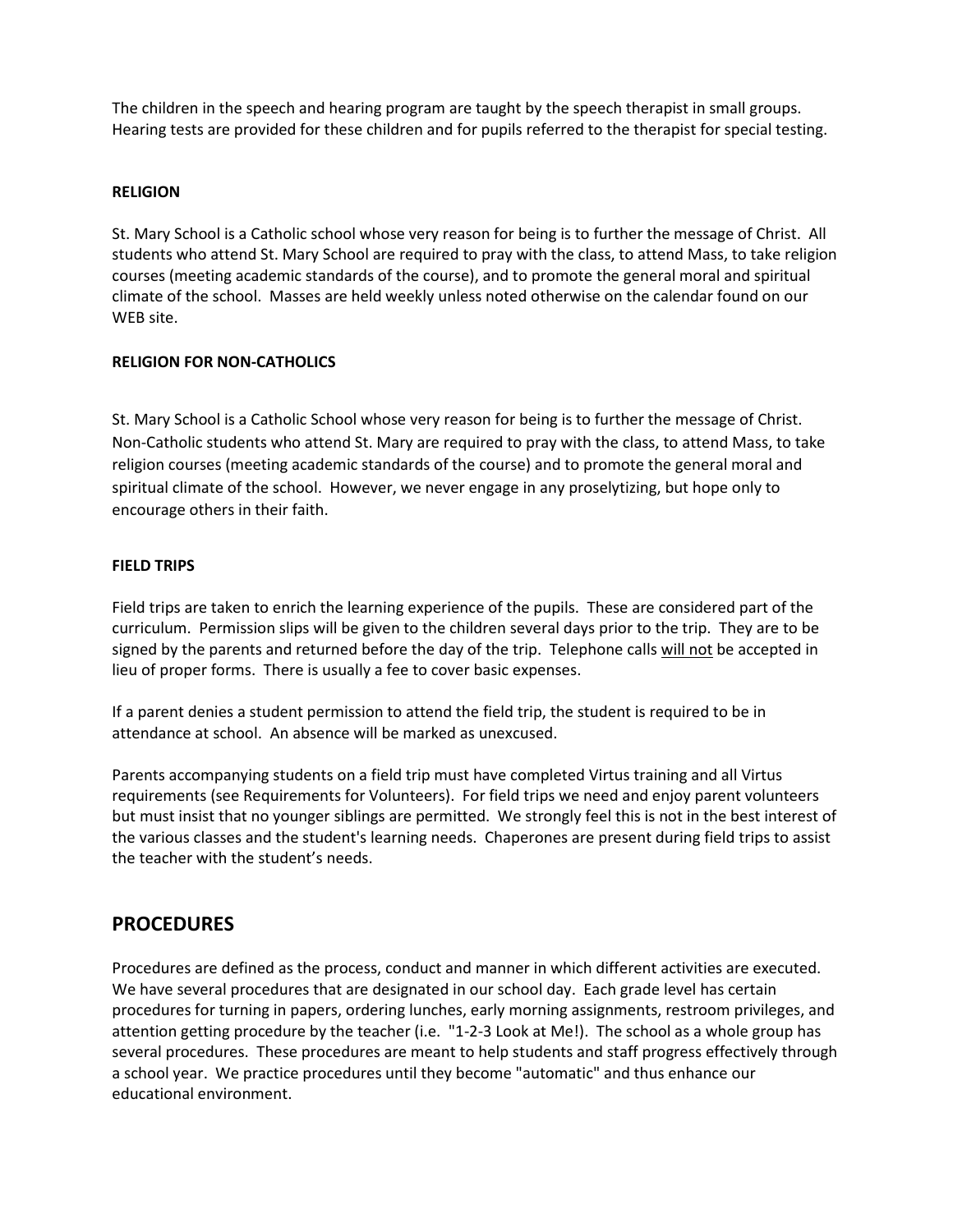The children in the speech and hearing program are taught by the speech therapist in small groups. Hearing tests are provided for these children and for pupils referred to the therapist for special testing.

**RELIGION**

St. Mary School is a Catholic school whose very reason for being is to further the message of Christ. All students who attend St. Mary School are required to pray with the class, to attend Mass, to take religion courses (meeting academic standards of the course), and to promote the general moral and spiritual climate of the school. Masses are held weekly unless noted otherwise on the calendar found on our WEB site.

**RELIGION FOR NON-CATHOLICS**

St. Mary School is a Catholic School whose very reason for being is to further the message of Christ. Non-Catholic students who attend St. Mary are required to pray with the class, to attend Mass, to take religion courses (meeting academic standards of the course) and to promote the general moral and spiritual climate of the school. However, we never engage in any proselytizing, but hope only to encourage others in their faith.

**FIELD TRIPS**

Field trips are taken to enrich the learning experience of the pupils. These are considered part of the curriculum. Permission slips will be given to the children several days prior to the trip. They are to be signed by the parents and returned before the day of the trip. Telephone calls <u>will not</u> be accepted in lieu of proper forms. There is usually a fee to cover basic expenses.

If a parent denies a student permission to attend the field trip, the student is required to be in attendance at school. An absence will be marked as unexcused.

Parents accompanying students on a field trip must have completed Virtus training and all Virtus requirements (see Requirements for Volunteers). For field trips we need and enjoy parent volunteers but must insist that no younger siblings are permitted. We strongly feel this is not in the best interest of the various classes and the student's learning needs. Chaperones are present during field trips to assist the teacher with the student's needs.

## PROCEDURES

Procedures are defined as the process, conduct and manner in which different activities are executed. We have several procedures that are designated in our school day. Each grade level has certain procedures for turning in papers, ordering lunches, early morning assignments, restroom privileges, and attention getting procedure by the teacher (i.e. "1-2-3 Look at Me!). The school as a whole group has several procedures. These procedures are meant to help students and staff progress effectively through a school year. We practice procedures until they become "automatic" and thus enhance our educational environment.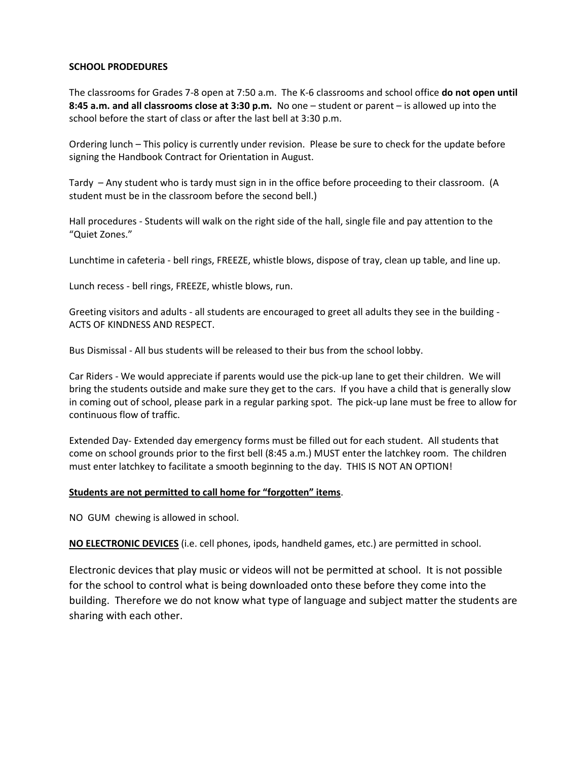**SCHOOL PRODEDURES**

The classrooms for Grades 7-8 open at 7:50 a.m. The K-6 classrooms and school office **do not open until 8:45 a.m. and all classrooms close at 3:30 p.m.** No one – student or parent – is allowed up into the school before the start of class or after the last bell at 3:30 p.m.

Ordering lunch – This policy is currently under revision. Please be sure to check for the update before signing the Handbook Contract for Orientation in August.

Tardy – Any student who is tardy must sign in in the office before proceeding to their classroom. (A student must be in the classroom before the second bell.)

Hall procedures - Students will walk on the right side of the hall, single file and pay attention to the "Quiet Zones."

Lunchtime in cafeteria - bell rings, FREEZE, whistle blows, dispose of tray, clean up table, and line up.

Lunch recess - bell rings, FREEZE, whistle blows, run.

Greeting visitors and adults - all students are encouraged to greet all adults they see in the building - ACTS OF KINDNESS AND RESPECT.

Bus Dismissal - All bus students will be released to their bus from the school lobby.

Car Riders - We would appreciate if parents would use the pick-up lane to get their children. We will bring the students outside and make sure they get to the cars. If you have a child that is generally slow in coming out of school, please park in a regular parking spot. The pick-up lane must be free to allow for continuous flow of traffic.

Extended Day- Extended day emergency forms must be filled out for each student. All students that come on school grounds prior to the first bell (8:45 a.m.) MUST enter the latchkey room. The children must enter latchkey to facilitate a smooth beginning to the day. THIS IS NOT AN OPTION!

**Students are not permitted to call home for "forgotten" items**.

NO GUM chewing is allowed in school.

**NO ELECTRONIC DEVICES** (i.e. cell phones, ipods, handheld games, etc.) are permitted in school.

Electronic devices that play music or videos will not be permitted at school. It is not possible for the school to control what is being downloaded onto these before they come into the building. Therefore we do not know what type of language and subject matter the students are sharing with each other.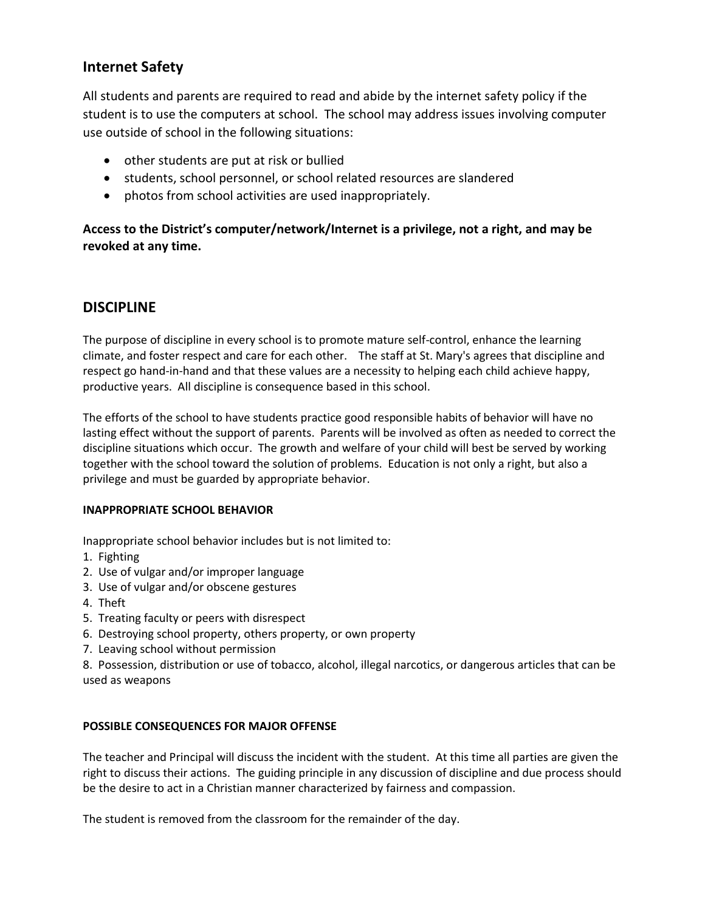## Internet Safety

All students and parents are required to read and abide by the internet safety policy if the student is to use the computers at school. The school may address issues involving computer use outside of school in the following situations:

- other students are put at risk or bullied
- students, school personnel, or school related resources are slandered
- photos from school activities are used inappropriately.

**Access to the District's computer/network/Internet is a privilege, not a right, and may be revoked at any time.**

## DISCIPLINE

The purpose of discipline in every school is to promote mature self-control, enhance the learning climate, and foster respect and care for each other. The staff at St. Mary's agrees that discipline and respect go hand-in-hand and that these values are a necessity to helping each child achieve happy, productive years. All discipline is consequence based in this school.

The efforts of the school to have students practice good responsible habits of behavior will have no lasting effect without the support of parents. Parents will be involved as often as needed to correct the discipline situations which occur. The growth and welfare of your child will best be served by working together with the school toward the solution of problems. Education is not only a right, but also a privilege and must be guarded by appropriate behavior.

#### INAPPROPRIATE SCHOOL BEHAVIOR

Inappropriate school behavior includes but is not limited to:

1. Fighting
2. Use of vulgar and/or improper language
3. Use of vulgar and/or obscene gestures
4. Theft
5. Treating faculty or peers with disrespect
6. Destroying school property, others property, or own property
7. Leaving school without permission
8. Possession, distribution or use of tobacco, alcohol, illegal narcotics, or dangerous articles that can be used as weapons

#### POSSIBLE CONSEQUENCES FOR MAJOR OFFENSE

The teacher and Principal will discuss the incident with the student. At this time all parties are given the right to discuss their actions. The guiding principle in any discussion of discipline and due process should be the desire to act in a Christian manner characterized by fairness and compassion.

The student is removed from the classroom for the remainder of the day.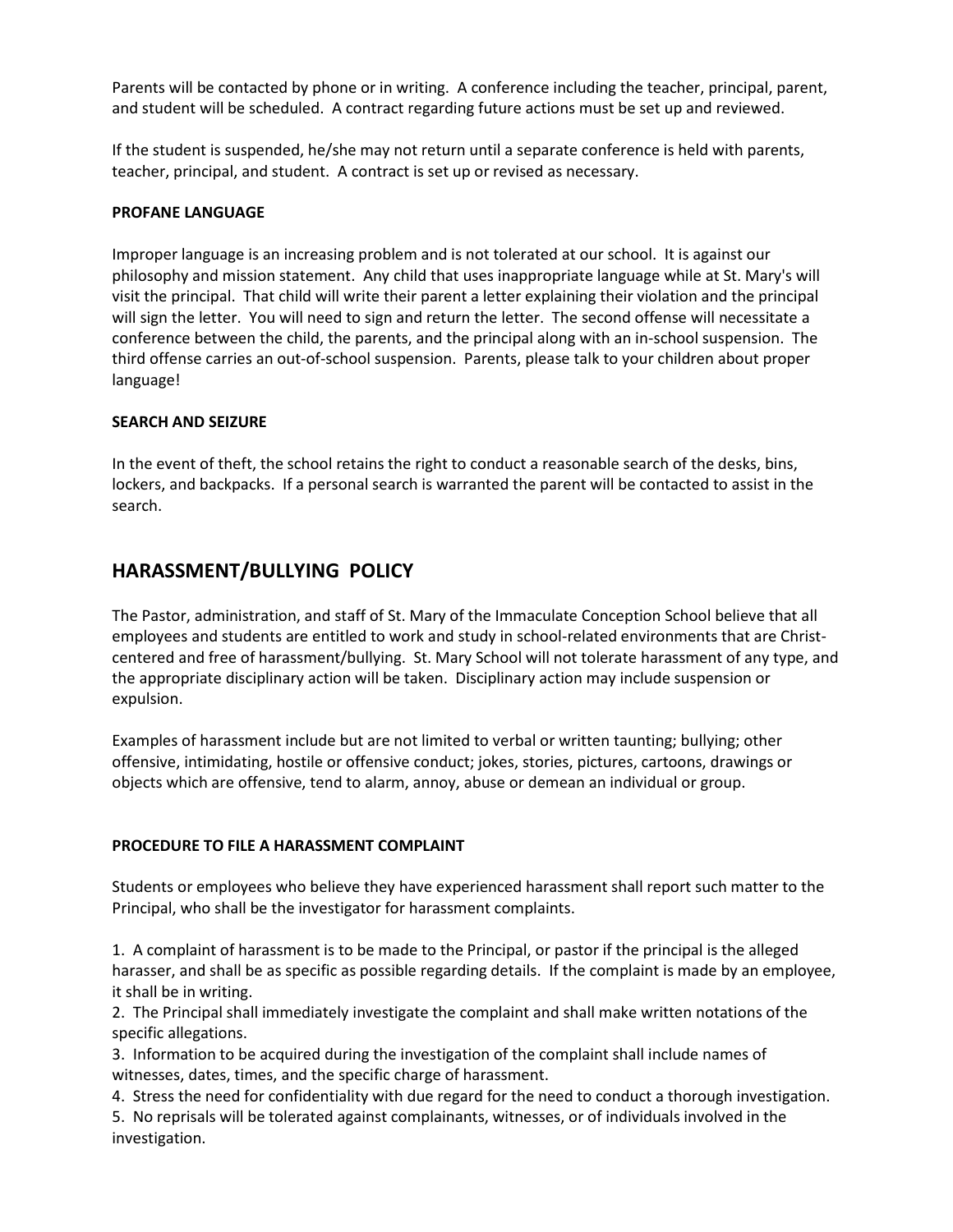Parents will be contacted by phone or in writing. A conference including the teacher, principal, parent, and student will be scheduled. A contract regarding future actions must be set up and reviewed.

If the student is suspended, he/she may not return until a separate conference is held with parents, teacher, principal, and student. A contract is set up or revised as necessary.

**PROFANE LANGUAGE**

Improper language is an increasing problem and is not tolerated at our school. It is against our philosophy and mission statement. Any child that uses inappropriate language while at St. Mary's will visit the principal. That child will write their parent a letter explaining their violation and the principal will sign the letter. You will need to sign and return the letter. The second offense will necessitate a conference between the child, the parents, and the principal along with an in-school suspension. The third offense carries an out-of-school suspension. Parents, please talk to your children about proper language!

**SEARCH AND SEIZURE**

In the event of theft, the school retains the right to conduct a reasonable search of the desks, bins, lockers, and backpacks. If a personal search is warranted the parent will be contacted to assist in the search.

## HARASSMENT/BULLYING POLICY

The Pastor, administration, and staff of St. Mary of the Immaculate Conception School believe that all employees and students are entitled to work and study in school-related environments that are Christ-centered and free of harassment/bullying. St. Mary School will not tolerate harassment of any type, and the appropriate disciplinary action will be taken. Disciplinary action may include suspension or expulsion.

Examples of harassment include but are not limited to verbal or written taunting; bullying; other offensive, intimidating, hostile or offensive conduct; jokes, stories, pictures, cartoons, drawings or objects which are offensive, tend to alarm, annoy, abuse or demean an individual or group.

**PROCEDURE TO FILE A HARASSMENT COMPLAINT**

Students or employees who believe they have experienced harassment shall report such matter to the Principal, who shall be the investigator for harassment complaints.

1. A complaint of harassment is to be made to the Principal, or pastor if the principal is the alleged harasser, and shall be as specific as possible regarding details. If the complaint is made by an employee, it shall be in writing.
2. The Principal shall immediately investigate the complaint and shall make written notations of the specific allegations.
3. Information to be acquired during the investigation of the complaint shall include names of witnesses, dates, times, and the specific charge of harassment.
4. Stress the need for confidentiality with due regard for the need to conduct a thorough investigation.
5. No reprisals will be tolerated against complainants, witnesses, or of individuals involved in the investigation.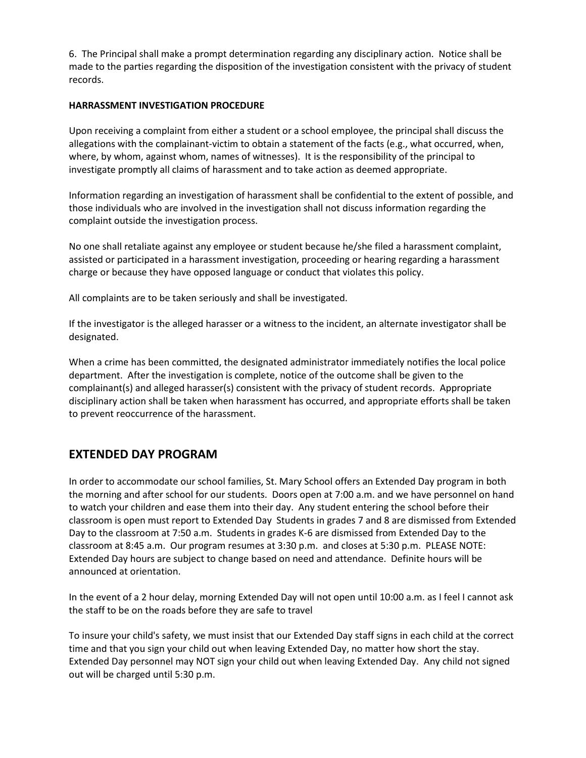6. The Principal shall make a prompt determination regarding any disciplinary action. Notice shall be made to the parties regarding the disposition of the investigation consistent with the privacy of student records.

**HARRASSMENT INVESTIGATION PROCEDURE**

Upon receiving a complaint from either a student or a school employee, the principal shall discuss the allegations with the complainant-victim to obtain a statement of the facts (e.g., what occurred, when, where, by whom, against whom, names of witnesses). It is the responsibility of the principal to investigate promptly all claims of harassment and to take action as deemed appropriate.

Information regarding an investigation of harassment shall be confidential to the extent of possible, and those individuals who are involved in the investigation shall not discuss information regarding the complaint outside the investigation process.

No one shall retaliate against any employee or student because he/she filed a harassment complaint, assisted or participated in a harassment investigation, proceeding or hearing regarding a harassment charge or because they have opposed language or conduct that violates this policy.

All complaints are to be taken seriously and shall be investigated.

If the investigator is the alleged harasser or a witness to the incident, an alternate investigator shall be designated.

When a crime has been committed, the designated administrator immediately notifies the local police department. After the investigation is complete, notice of the outcome shall be given to the complainant(s) and alleged harasser(s) consistent with the privacy of student records. Appropriate disciplinary action shall be taken when harassment has occurred, and appropriate efforts shall be taken to prevent reoccurrence of the harassment.

## EXTENDED DAY PROGRAM

In order to accommodate our school families, St. Mary School offers an Extended Day program in both the morning and after school for our students. Doors open at 7:00 a.m. and we have personnel on hand to watch your children and ease them into their day. Any student entering the school before their classroom is open must report to Extended Day Students in grades 7 and 8 are dismissed from Extended Day to the classroom at 7:50 a.m. Students in grades K-6 are dismissed from Extended Day to the classroom at 8:45 a.m. Our program resumes at 3:30 p.m. and closes at 5:30 p.m. PLEASE NOTE: Extended Day hours are subject to change based on need and attendance. Definite hours will be announced at orientation.

In the event of a 2 hour delay, morning Extended Day will not open until 10:00 a.m. as I feel I cannot ask the staff to be on the roads before they are safe to travel

To insure your child's safety, we must insist that our Extended Day staff signs in each child at the correct time and that you sign your child out when leaving Extended Day, no matter how short the stay. Extended Day personnel may NOT sign your child out when leaving Extended Day. Any child not signed out will be charged until 5:30 p.m.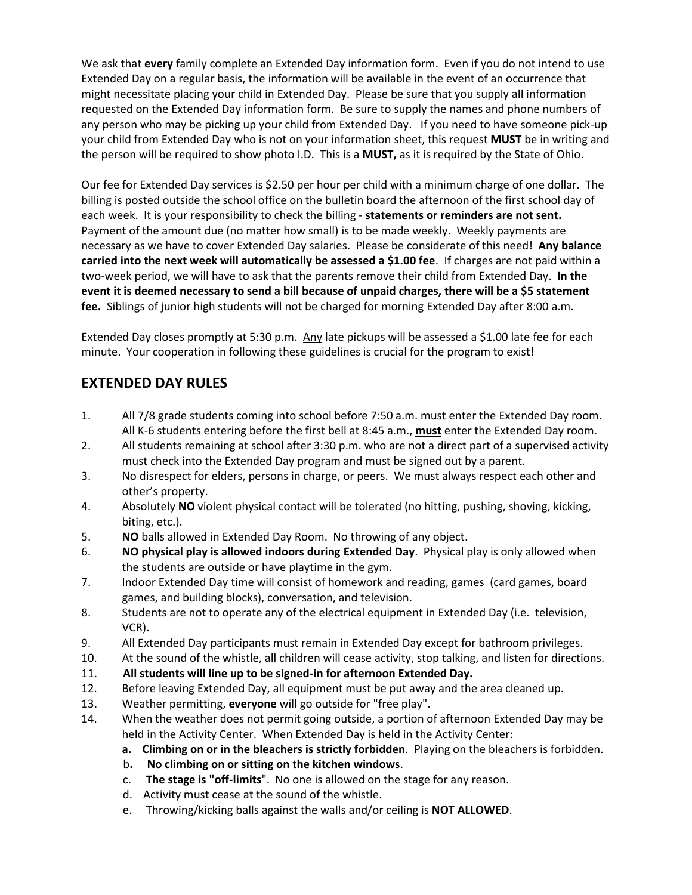We ask that **every** family complete an Extended Day information form. Even if you do not intend to use Extended Day on a regular basis, the information will be available in the event of an occurrence that might necessitate placing your child in Extended Day. Please be sure that you supply all information requested on the Extended Day information form. Be sure to supply the names and phone numbers of any person who may be picking up your child from Extended Day. If you need to have someone pick-up your child from Extended Day who is not on your information sheet, this request **MUST** be in writing and the person will be required to show photo I.D. This is a **MUST,** as it is required by the State of Ohio.

Our fee for Extended Day services is $2.50 per hour per child with a minimum charge of one dollar. The billing is posted outside the school office on the bulletin board the afternoon of the first school day of each week. It is your responsibility to check the billing - **statements or reminders are not sent.** Payment of the amount due (no matter how small) is to be made weekly. Weekly payments are necessary as we have to cover Extended Day salaries. Please be considerate of this need! **Any balance carried into the next week will automatically be assessed a $1.00 fee**. If charges are not paid within a two-week period, we will have to ask that the parents remove their child from Extended Day. **In the event it is deemed necessary to send a bill because of unpaid charges, there will be a $5 statement fee.** Siblings of junior high students will not be charged for morning Extended Day after 8:00 a.m.

Extended Day closes promptly at 5:30 p.m. Any late pickups will be assessed a $1.00 late fee for each minute. Your cooperation in following these guidelines is crucial for the program to exist!

## EXTENDED DAY RULES

1. All 7/8 grade students coming into school before 7:50 a.m. must enter the Extended Day room. All K-6 students entering before the first bell at 8:45 a.m., **must** enter the Extended Day room.
2. All students remaining at school after 3:30 p.m. who are not a direct part of a supervised activity must check into the Extended Day program and must be signed out by a parent.
3. No disrespect for elders, persons in charge, or peers. We must always respect each other and other's property.
4. Absolutely **NO** violent physical contact will be tolerated (no hitting, pushing, shoving, kicking, biting, etc.).
5. **NO** balls allowed in Extended Day Room. No throwing of any object.
6. **NO physical play is allowed indoors during Extended Day**. Physical play is only allowed when the students are outside or have playtime in the gym.
7. Indoor Extended Day time will consist of homework and reading, games (card games, board games, and building blocks), conversation, and television.
8. Students are not to operate any of the electrical equipment in Extended Day (i.e. television, VCR).
9. All Extended Day participants must remain in Extended Day except for bathroom privileges.
10. At the sound of the whistle, all children will cease activity, stop talking, and listen for directions.
11. **All students will line up to be signed-in for afternoon Extended Day.**
12. Before leaving Extended Day, all equipment must be put away and the area cleaned up.
13. Weather permitting, **everyone** will go outside for "free play".
14. When the weather does not permit going outside, a portion of afternoon Extended Day may be held in the Activity Center. When Extended Day is held in the Activity Center:
    a. **Climbing on or in the bleachers is strictly forbidden**. Playing on the bleachers is forbidden.
    b. **No climbing on or sitting on the kitchen windows**.
    c. **The stage is "off-limits**". No one is allowed on the stage for any reason.
    d. Activity must cease at the sound of the whistle.
    e. Throwing/kicking balls against the walls and/or ceiling is **NOT ALLOWED**.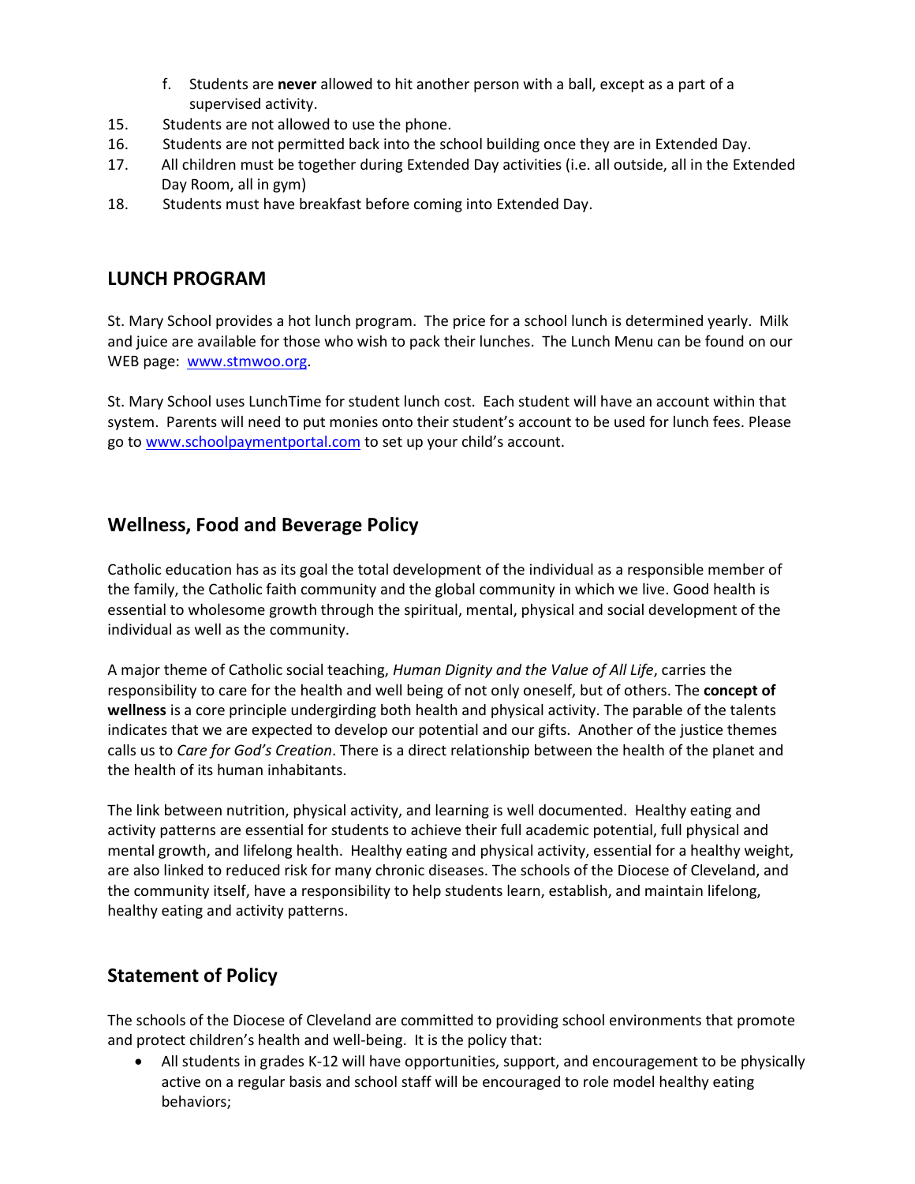f. Students are **never** allowed to hit another person with a ball, except as a part of a supervised activity.

15. Students are not allowed to use the phone.
16. Students are not permitted back into the school building once they are in Extended Day.
17. All children must be together during Extended Day activities (i.e. all outside, all in the Extended Day Room, all in gym)
18. Students must have breakfast before coming into Extended Day.

## LUNCH PROGRAM

St. Mary School provides a hot lunch program. The price for a school lunch is determined yearly. Milk and juice are available for those who wish to pack their lunches. The Lunch Menu can be found on our WEB page: [www.stmwoo.org](www.stmwoo.org).

St. Mary School uses LunchTime for student lunch cost. Each student will have an account within that system. Parents will need to put monies onto their student's account to be used for lunch fees. Please go to [www.schoolpaymentportal.com](www.schoolpaymentportal.com) to set up your child's account.

## Wellness, Food and Beverage Policy

Catholic education has as its goal the total development of the individual as a responsible member of the family, the Catholic faith community and the global community in which we live. Good health is essential to wholesome growth through the spiritual, mental, physical and social development of the individual as well as the community.

A major theme of Catholic social teaching, *Human Dignity and the Value of All Life*, carries the responsibility to care for the health and well being of not only oneself, but of others. The **concept of wellness** is a core principle undergirding both health and physical activity. The parable of the talents indicates that we are expected to develop our potential and our gifts. Another of the justice themes calls us to *Care for God's Creation*. There is a direct relationship between the health of the planet and the health of its human inhabitants.

The link between nutrition, physical activity, and learning is well documented. Healthy eating and activity patterns are essential for students to achieve their full academic potential, full physical and mental growth, and lifelong health. Healthy eating and physical activity, essential for a healthy weight, are also linked to reduced risk for many chronic diseases. The schools of the Diocese of Cleveland, and the community itself, have a responsibility to help students learn, establish, and maintain lifelong, healthy eating and activity patterns.

## Statement of Policy

The schools of the Diocese of Cleveland are committed to providing school environments that promote and protect children's health and well-being. It is the policy that:

- All students in grades K-12 will have opportunities, support, and encouragement to be physically active on a regular basis and school staff will be encouraged to role model healthy eating behaviors;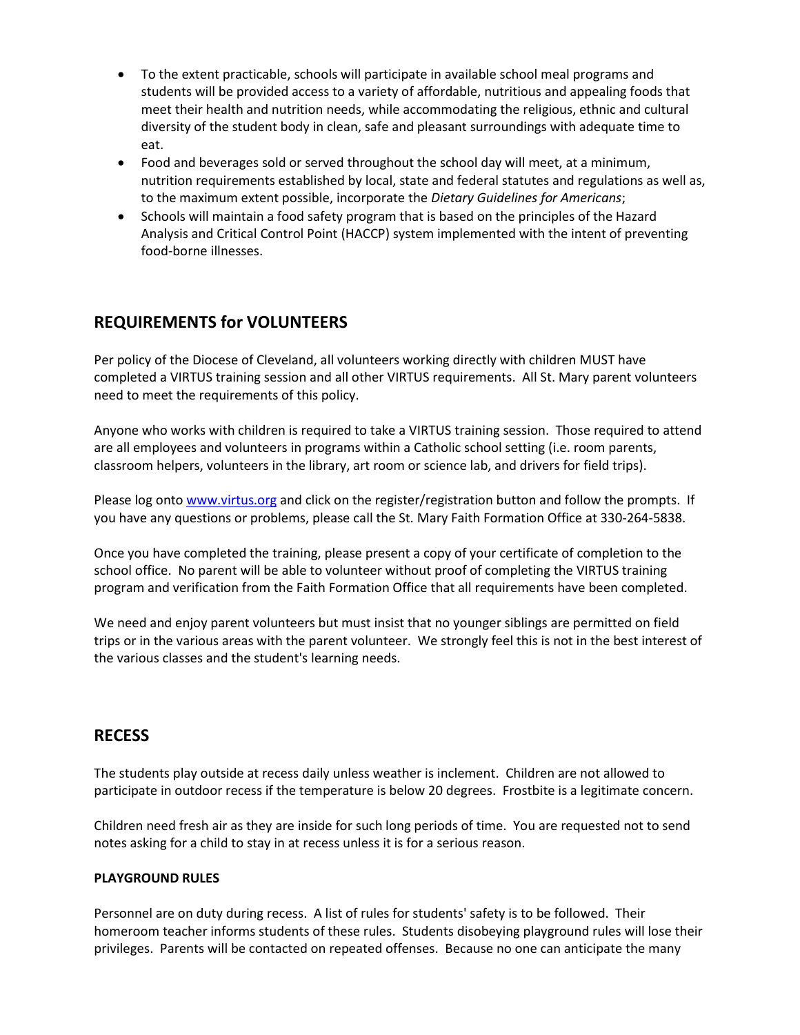- To the extent practicable, schools will participate in available school meal programs and students will be provided access to a variety of affordable, nutritious and appealing foods that meet their health and nutrition needs, while accommodating the religious, ethnic and cultural diversity of the student body in clean, safe and pleasant surroundings with adequate time to eat.
- Food and beverages sold or served throughout the school day will meet, at a minimum, nutrition requirements established by local, state and federal statutes and regulations as well as, to the maximum extent possible, incorporate the *Dietary Guidelines for Americans*;
- Schools will maintain a food safety program that is based on the principles of the Hazard Analysis and Critical Control Point (HACCP) system implemented with the intent of preventing food-borne illnesses.

## REQUIREMENTS for VOLUNTEERS

Per policy of the Diocese of Cleveland, all volunteers working directly with children MUST have completed a VIRTUS training session and all other VIRTUS requirements. All St. Mary parent volunteers need to meet the requirements of this policy.

Anyone who works with children is required to take a VIRTUS training session. Those required to attend are all employees and volunteers in programs within a Catholic school setting (i.e. room parents, classroom helpers, volunteers in the library, art room or science lab, and drivers for field trips).

Please log onto [www.virtus.org](www.virtus.org) and click on the register/registration button and follow the prompts. If you have any questions or problems, please call the St. Mary Faith Formation Office at 330-264-5838.

Once you have completed the training, please present a copy of your certificate of completion to the school office. No parent will be able to volunteer without proof of completing the VIRTUS training program and verification from the Faith Formation Office that all requirements have been completed.

We need and enjoy parent volunteers but must insist that no younger siblings are permitted on field trips or in the various areas with the parent volunteer. We strongly feel this is not in the best interest of the various classes and the student's learning needs.

## RECESS

The students play outside at recess daily unless weather is inclement. Children are not allowed to participate in outdoor recess if the temperature is below 20 degrees. Frostbite is a legitimate concern.

Children need fresh air as they are inside for such long periods of time. You are requested not to send notes asking for a child to stay in at recess unless it is for a serious reason.

### PLAYGROUND RULES

Personnel are on duty during recess. A list of rules for students' safety is to be followed. Their homeroom teacher informs students of these rules. Students disobeying playground rules will lose their privileges. Parents will be contacted on repeated offenses. Because no one can anticipate the many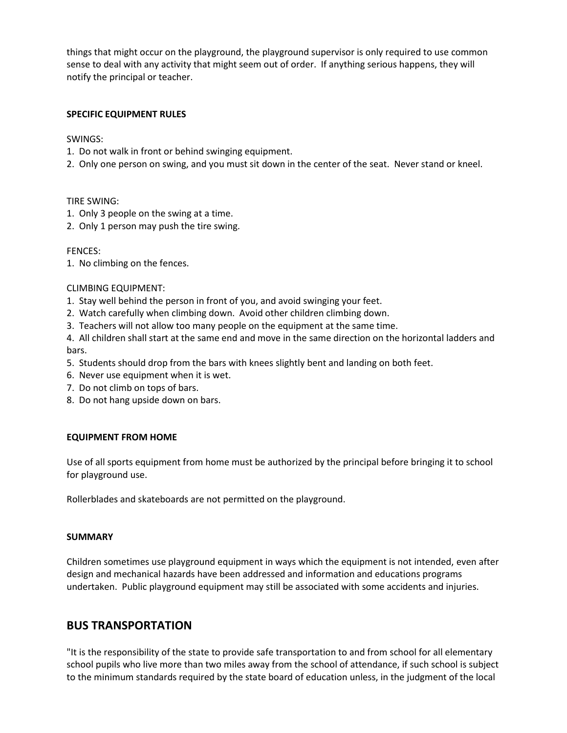things that might occur on the playground, the playground supervisor is only required to use common sense to deal with any activity that might seem out of order. If anything serious happens, they will notify the principal or teacher.

**SPECIFIC EQUIPMENT RULES**

SWINGS:
1. Do not walk in front or behind swinging equipment.
2. Only one person on swing, and you must sit down in the center of the seat. Never stand or kneel.

TIRE SWING:
1. Only 3 people on the swing at a time.
2. Only 1 person may push the tire swing.

FENCES:
1. No climbing on the fences.

CLIMBING EQUIPMENT:
1. Stay well behind the person in front of you, and avoid swinging your feet.
2. Watch carefully when climbing down. Avoid other children climbing down.
3. Teachers will not allow too many people on the equipment at the same time.
4. All children shall start at the same end and move in the same direction on the horizontal ladders and bars.
5. Students should drop from the bars with knees slightly bent and landing on both feet.
6. Never use equipment when it is wet.
7. Do not climb on tops of bars.
8. Do not hang upside down on bars.

**EQUIPMENT FROM HOME**

Use of all sports equipment from home must be authorized by the principal before bringing it to school for playground use.

Rollerblades and skateboards are not permitted on the playground.

**SUMMARY**

Children sometimes use playground equipment in ways which the equipment is not intended, even after design and mechanical hazards have been addressed and information and educations programs undertaken. Public playground equipment may still be associated with some accidents and injuries.

## BUS TRANSPORTATION

"It is the responsibility of the state to provide safe transportation to and from school for all elementary school pupils who live more than two miles away from the school of attendance, if such school is subject to the minimum standards required by the state board of education unless, in the judgment of the local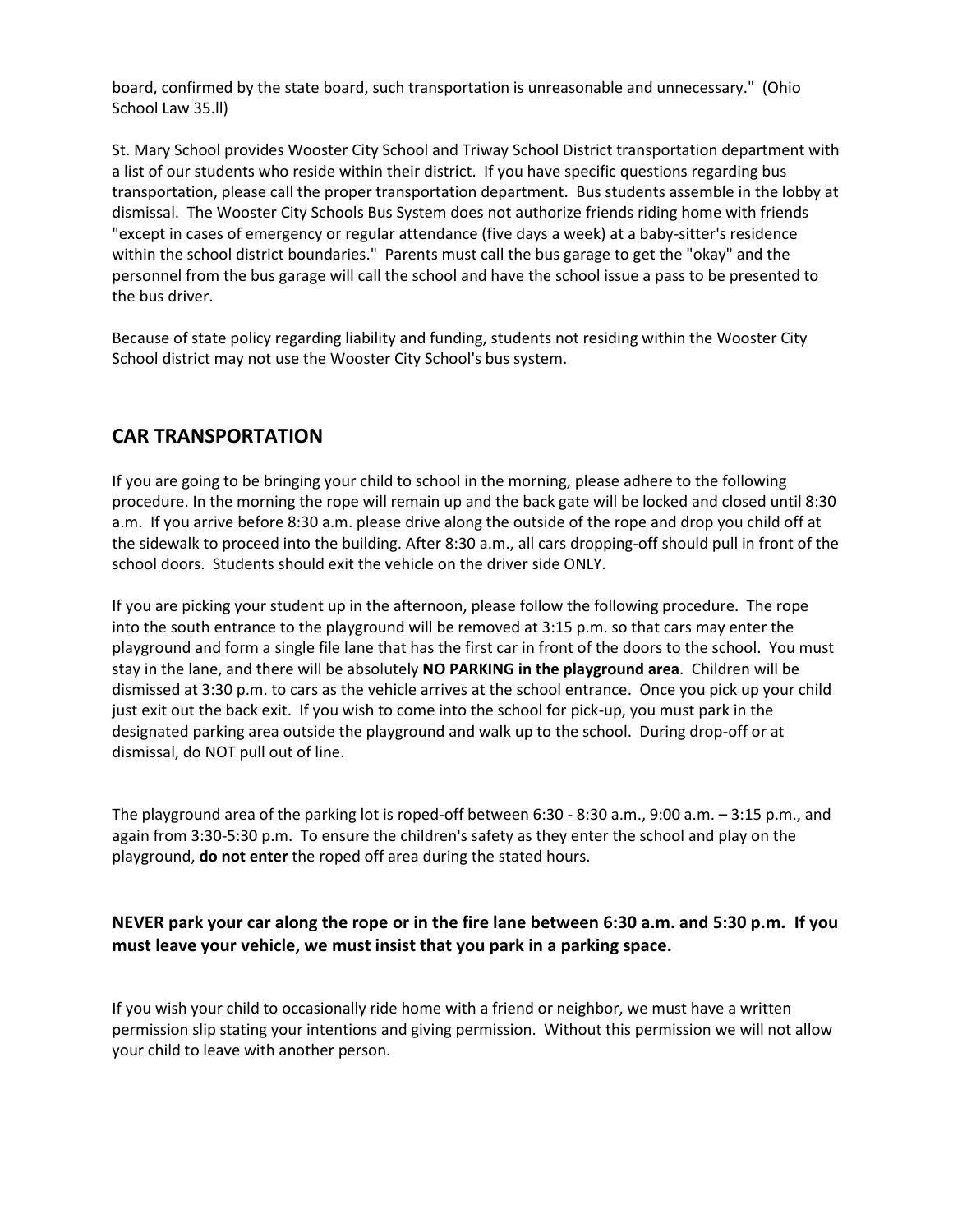board, confirmed by the state board, such transportation is unreasonable and unnecessary." (Ohio School Law 35.ll)

St. Mary School provides Wooster City School and Triway School District transportation department with a list of our students who reside within their district. If you have specific questions regarding bus transportation, please call the proper transportation department. Bus students assemble in the lobby at dismissal. The Wooster City Schools Bus System does not authorize friends riding home with friends "except in cases of emergency or regular attendance (five days a week) at a baby-sitter's residence within the school district boundaries." Parents must call the bus garage to get the "okay" and the personnel from the bus garage will call the school and have the school issue a pass to be presented to the bus driver.

Because of state policy regarding liability and funding, students not residing within the Wooster City School district may not use the Wooster City School's bus system.

## CAR TRANSPORTATION

If you are going to be bringing your child to school in the morning, please adhere to the following procedure. In the morning the rope will remain up and the back gate will be locked and closed until 8:30 a.m. If you arrive before 8:30 a.m. please drive along the outside of the rope and drop you child off at the sidewalk to proceed into the building. After 8:30 a.m., all cars dropping-off should pull in front of the school doors. Students should exit the vehicle on the driver side ONLY.

If you are picking your student up in the afternoon, please follow the following procedure. The rope into the south entrance to the playground will be removed at 3:15 p.m. so that cars may enter the playground and form a single file lane that has the first car in front of the doors to the school. You must stay in the lane, and there will be absolutely **NO PARKING in the playground area**. Children will be dismissed at 3:30 p.m. to cars as the vehicle arrives at the school entrance. Once you pick up your child just exit out the back exit. If you wish to come into the school for pick-up, you must park in the designated parking area outside the playground and walk up to the school. During drop-off or at dismissal, do NOT pull out of line.

The playground area of the parking lot is roped-off between 6:30 - 8:30 a.m., 9:00 a.m. – 3:15 p.m., and again from 3:30-5:30 p.m. To ensure the children's safety as they enter the school and play on the playground, **do not enter** the roped off area during the stated hours.

**<u>NEVER</u> park your car along the rope or in the fire lane between 6:30 a.m. and 5:30 p.m. If you must leave your vehicle, we must insist that you park in a parking space.**

If you wish your child to occasionally ride home with a friend or neighbor, we must have a written permission slip stating your intentions and giving permission. Without this permission we will not allow your child to leave with another person.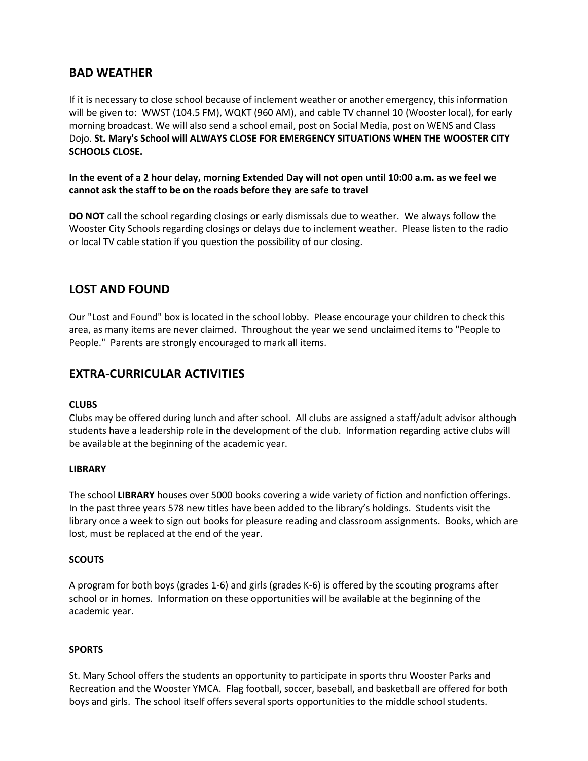## BAD WEATHER

If it is necessary to close school because of inclement weather or another emergency, this information will be given to: WWST (104.5 FM), WQKT (960 AM), and cable TV channel 10 (Wooster local), for early morning broadcast. We will also send a school email, post on Social Media, post on WENS and Class Dojo. **St. Mary's School will ALWAYS CLOSE FOR EMERGENCY SITUATIONS WHEN THE WOOSTER CITY SCHOOLS CLOSE.**

**In the event of a 2 hour delay, morning Extended Day will not open until 10:00 a.m. as we feel we cannot ask the staff to be on the roads before they are safe to travel**

**DO NOT** call the school regarding closings or early dismissals due to weather. We always follow the Wooster City Schools regarding closings or delays due to inclement weather. Please listen to the radio or local TV cable station if you question the possibility of our closing.

## LOST AND FOUND

Our "Lost and Found" box is located in the school lobby. Please encourage your children to check this area, as many items are never claimed. Throughout the year we send unclaimed items to "People to People." Parents are strongly encouraged to mark all items.

## EXTRA-CURRICULAR ACTIVITIES

**CLUBS**

Clubs may be offered during lunch and after school. All clubs are assigned a staff/adult advisor although students have a leadership role in the development of the club. Information regarding active clubs will be available at the beginning of the academic year.

**LIBRARY**

The school **LIBRARY** houses over 5000 books covering a wide variety of fiction and nonfiction offerings. In the past three years 578 new titles have been added to the library's holdings. Students visit the library once a week to sign out books for pleasure reading and classroom assignments. Books, which are lost, must be replaced at the end of the year.

**SCOUTS**

A program for both boys (grades 1-6) and girls (grades K-6) is offered by the scouting programs after school or in homes. Information on these opportunities will be available at the beginning of the academic year.

**SPORTS**

St. Mary School offers the students an opportunity to participate in sports thru Wooster Parks and Recreation and the Wooster YMCA. Flag football, soccer, baseball, and basketball are offered for both boys and girls. The school itself offers several sports opportunities to the middle school students.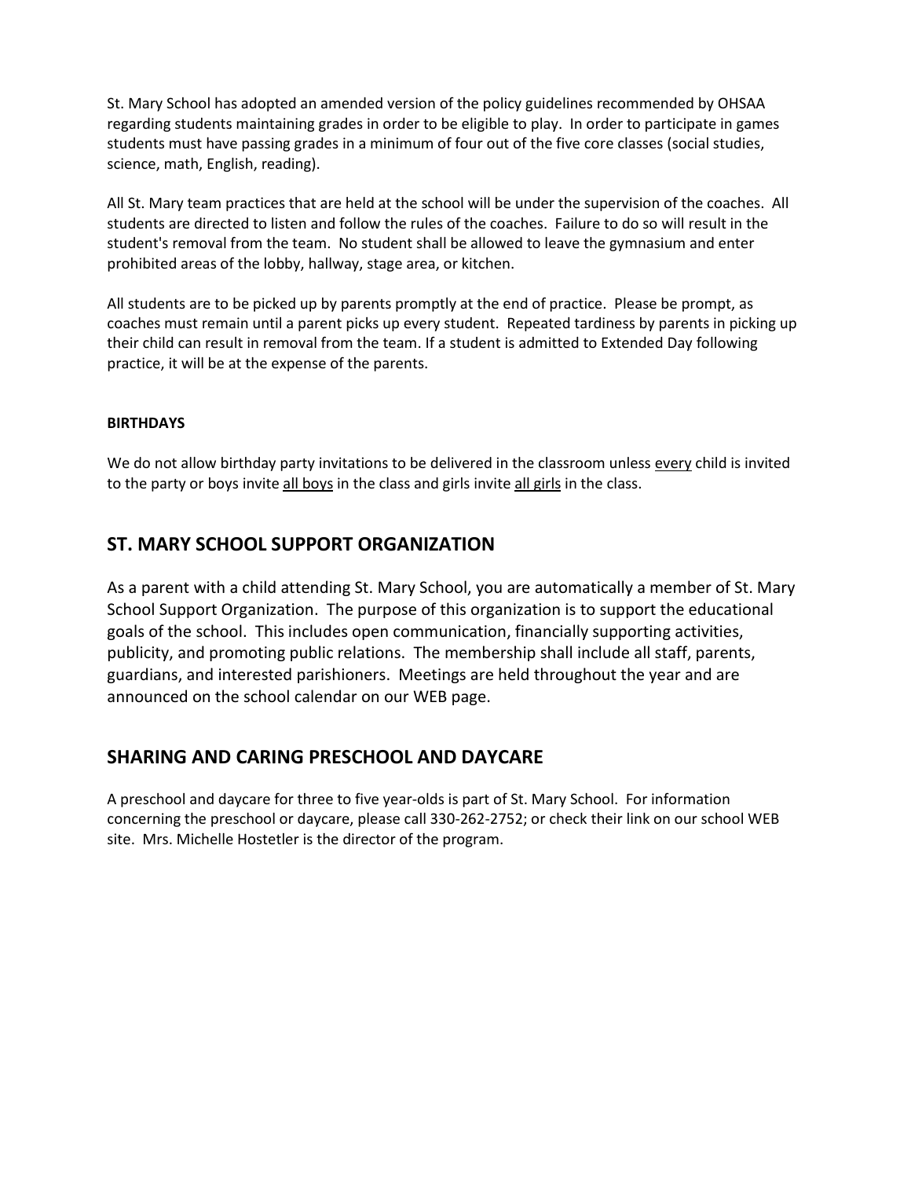St. Mary School has adopted an amended version of the policy guidelines recommended by OHSAA regarding students maintaining grades in order to be eligible to play. In order to participate in games students must have passing grades in a minimum of four out of the five core classes (social studies, science, math, English, reading).

All St. Mary team practices that are held at the school will be under the supervision of the coaches. All students are directed to listen and follow the rules of the coaches. Failure to do so will result in the student's removal from the team. No student shall be allowed to leave the gymnasium and enter prohibited areas of the lobby, hallway, stage area, or kitchen.

All students are to be picked up by parents promptly at the end of practice. Please be prompt, as coaches must remain until a parent picks up every student. Repeated tardiness by parents in picking up their child can result in removal from the team. If a student is admitted to Extended Day following practice, it will be at the expense of the parents.

#### BIRTHDAYS

We do not allow birthday party invitations to be delivered in the classroom unless <u>every</u> child is invited to the party or boys invite <u>all boys</u> in the class and girls invite <u>all girls</u> in the class.

## ST. MARY SCHOOL SUPPORT ORGANIZATION

As a parent with a child attending St. Mary School, you are automatically a member of St. Mary School Support Organization. The purpose of this organization is to support the educational goals of the school. This includes open communication, financially supporting activities, publicity, and promoting public relations. The membership shall include all staff, parents, guardians, and interested parishioners. Meetings are held throughout the year and are announced on the school calendar on our WEB page.

## SHARING AND CARING PRESCHOOL AND DAYCARE

A preschool and daycare for three to five year-olds is part of St. Mary School. For information concerning the preschool or daycare, please call 330-262-2752; or check their link on our school WEB site. Mrs. Michelle Hostetler is the director of the program.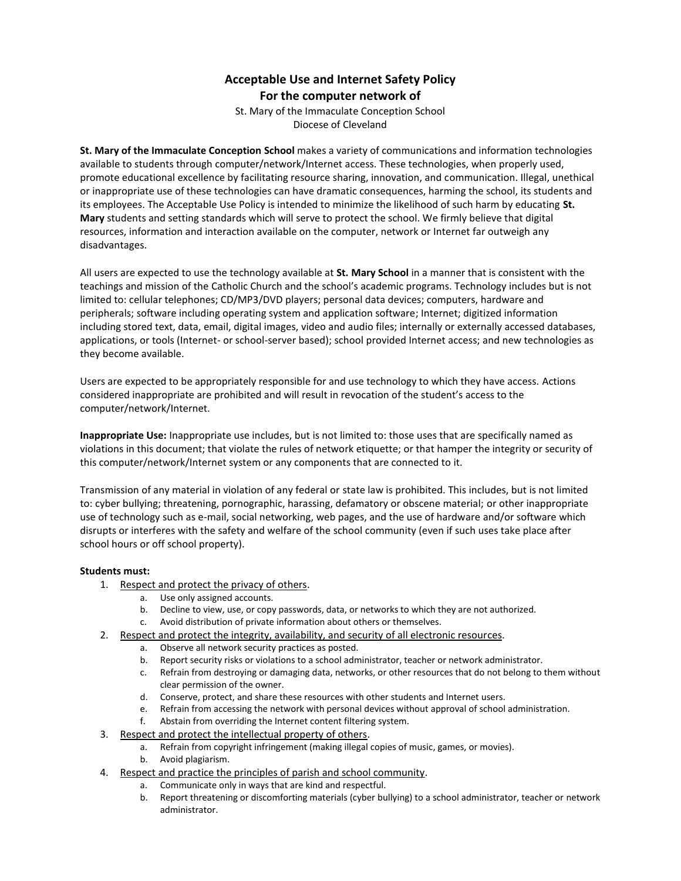# Acceptable Use and Internet Safety Policy
# For the computer network of

St. Mary of the Immaculate Conception School
Diocese of Cleveland

**St. Mary of the Immaculate Conception School** makes a variety of communications and information technologies available to students through computer/network/Internet access. These technologies, when properly used, promote educational excellence by facilitating resource sharing, innovation, and communication. Illegal, unethical or inappropriate use of these technologies can have dramatic consequences, harming the school, its students and its employees. The Acceptable Use Policy is intended to minimize the likelihood of such harm by educating **St. Mary** students and setting standards which will serve to protect the school. We firmly believe that digital resources, information and interaction available on the computer, network or Internet far outweigh any disadvantages.

All users are expected to use the technology available at **St. Mary School** in a manner that is consistent with the teachings and mission of the Catholic Church and the school's academic programs. Technology includes but is not limited to: cellular telephones; CD/MP3/DVD players; personal data devices; computers, hardware and peripherals; software including operating system and application software; Internet; digitized information including stored text, data, email, digital images, video and audio files; internally or externally accessed databases, applications, or tools (Internet- or school-server based); school provided Internet access; and new technologies as they become available.

Users are expected to be appropriately responsible for and use technology to which they have access. Actions considered inappropriate are prohibited and will result in revocation of the student's access to the computer/network/Internet.

**Inappropriate Use:** Inappropriate use includes, but is not limited to: those uses that are specifically named as violations in this document; that violate the rules of network etiquette; or that hamper the integrity or security of this computer/network/Internet system or any components that are connected to it.

Transmission of any material in violation of any federal or state law is prohibited. This includes, but is not limited to: cyber bullying; threatening, pornographic, harassing, defamatory or obscene material; or other inappropriate use of technology such as e-mail, social networking, web pages, and the use of hardware and/or software which disrupts or interferes with the safety and welfare of the school community (even if such uses take place after school hours or off school property).

**Students must:**

1. Respect and protect the privacy of others.
   a. Use only assigned accounts.
   b. Decline to view, use, or copy passwords, data, or networks to which they are not authorized.
   c. Avoid distribution of private information about others or themselves.
2. Respect and protect the integrity, availability, and security of all electronic resources.
   a. Observe all network security practices as posted.
   b. Report security risks or violations to a school administrator, teacher or network administrator.
   c. Refrain from destroying or damaging data, networks, or other resources that do not belong to them without clear permission of the owner.
   d. Conserve, protect, and share these resources with other students and Internet users.
   e. Refrain from accessing the network with personal devices without approval of school administration.
   f. Abstain from overriding the Internet content filtering system.
3. Respect and protect the intellectual property of others.
   a. Refrain from copyright infringement (making illegal copies of music, games, or movies).
   b. Avoid plagiarism.
4. Respect and practice the principles of parish and school community.
   a. Communicate only in ways that are kind and respectful.
   b. Report threatening or discomforting materials (cyber bullying) to a school administrator, teacher or network administrator.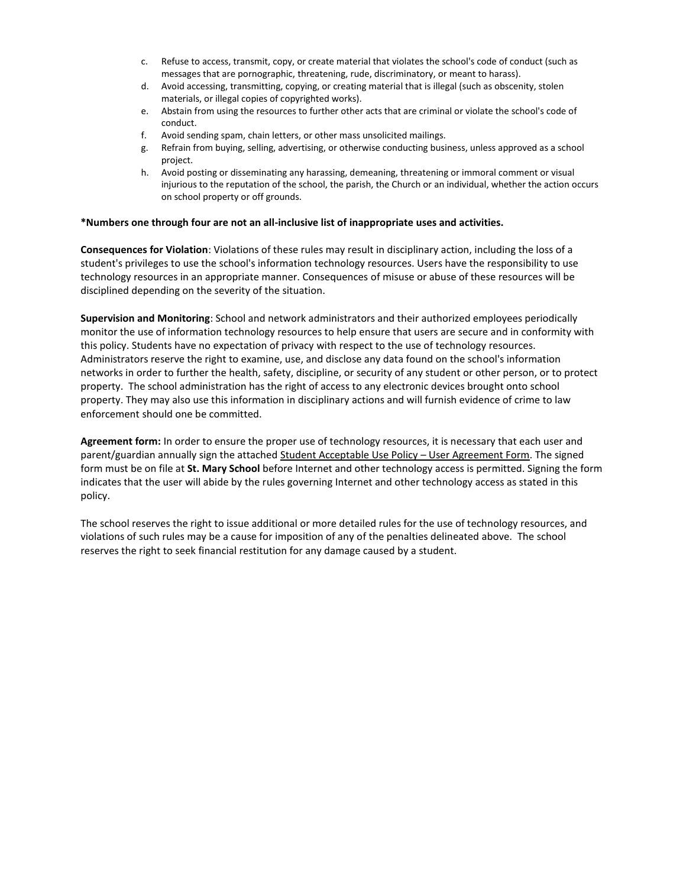c. Refuse to access, transmit, copy, or create material that violates the school's code of conduct (such as messages that are pornographic, threatening, rude, discriminatory, or meant to harass).
d. Avoid accessing, transmitting, copying, or creating material that is illegal (such as obscenity, stolen materials, or illegal copies of copyrighted works).
e. Abstain from using the resources to further other acts that are criminal or violate the school's code of conduct.
f. Avoid sending spam, chain letters, or other mass unsolicited mailings.
g. Refrain from buying, selling, advertising, or otherwise conducting business, unless approved as a school project.
h. Avoid posting or disseminating any harassing, demeaning, threatening or immoral comment or visual injurious to the reputation of the school, the parish, the Church or an individual, whether the action occurs on school property or off grounds.

**\*Numbers one through four are not an all-inclusive list of inappropriate uses and activities.**

**Consequences for Violation**: Violations of these rules may result in disciplinary action, including the loss of a student's privileges to use the school's information technology resources. Users have the responsibility to use technology resources in an appropriate manner. Consequences of misuse or abuse of these resources will be disciplined depending on the severity of the situation.

**Supervision and Monitoring**: School and network administrators and their authorized employees periodically monitor the use of information technology resources to help ensure that users are secure and in conformity with this policy. Students have no expectation of privacy with respect to the use of technology resources. Administrators reserve the right to examine, use, and disclose any data found on the school's information networks in order to further the health, safety, discipline, or security of any student or other person, or to protect property. The school administration has the right of access to any electronic devices brought onto school property. They may also use this information in disciplinary actions and will furnish evidence of crime to law enforcement should one be committed.

**Agreement form:** In order to ensure the proper use of technology resources, it is necessary that each user and parent/guardian annually sign the attached <u>Student Acceptable Use Policy – User Agreement Form</u>. The signed form must be on file at **St. Mary School** before Internet and other technology access is permitted. Signing the form indicates that the user will abide by the rules governing Internet and other technology access as stated in this policy.

The school reserves the right to issue additional or more detailed rules for the use of technology resources, and violations of such rules may be a cause for imposition of any of the penalties delineated above. The school reserves the right to seek financial restitution for any damage caused by a student.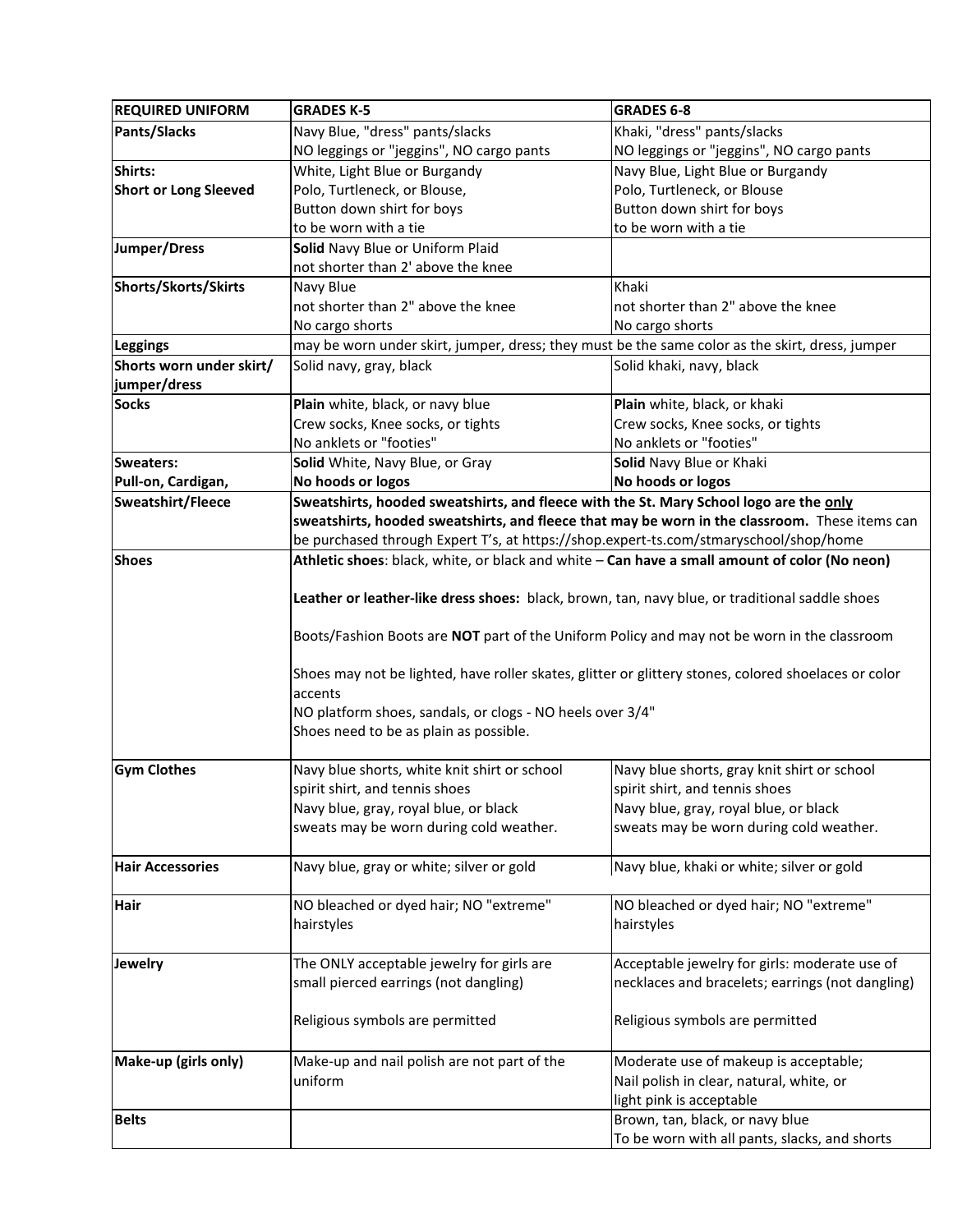| REQUIRED UNIFORM | GRADES K-5 | GRADES 6-8 |
|---|---|---|
| **Pants/Slacks** | Navy Blue, "dress" pants/slacks<br>NO leggings or "jeggins", NO cargo pants | Khaki, "dress" pants/slacks<br>NO leggings or "jeggins", NO cargo pants |
| **Shirts:**<br>**Short or Long Sleeved** | White, Light Blue or Burgandy<br>Polo, Turtleneck, or Blouse,<br>Button down shirt for boys<br>to be worn with a tie | Navy Blue, Light Blue or Burgandy<br>Polo, Turtleneck, or Blouse<br>Button down shirt for boys<br>to be worn with a tie |
| **Jumper/Dress** | **Solid** Navy Blue or Uniform Plaid<br>not shorter than 2' above the knee | |
| **Shorts/Skorts/Skirts** | Navy Blue<br>not shorter than 2" above the knee<br>No cargo shorts | Khaki<br>not shorter than 2" above the knee<br>No cargo shorts |
| **Leggings** | may be worn under skirt, jumper, dress; they must be the same color as the skirt, dress, jumper | |
| **Shorts worn under skirt/ jumper/dress** | Solid navy, gray, black | Solid khaki, navy, black |
| **Socks** | **Plain** white, black, or navy blue<br>Crew socks, Knee socks, or tights<br>No anklets or "footies" | **Plain** white, black, or khaki<br>Crew socks, Knee socks, or tights<br>No anklets or "footies" |
| **Sweaters:**<br>**Pull-on, Cardigan,** | **Solid** White, Navy Blue, or Gray<br>**No hoods or logos** | **Solid** Navy Blue or Khaki<br>**No hoods or logos** |
| **Sweatshirt/Fleece** | **Sweatshirts, hooded sweatshirts, and fleece with the St. Mary School logo are the <u>only</u> sweatshirts, hooded sweatshirts, and fleece that may be worn in the classroom.** These items can be purchased through Expert T's, at https://shop.expert-ts.com/stmaryschool/shop/home | |
| **Shoes** | **Athletic shoes**: black, white, or black and white – **Can have a small amount of color (No neon)**<br><br>**Leather or leather-like dress shoes:** black, brown, tan, navy blue, or traditional saddle shoes<br><br>Boots/Fashion Boots are **NOT** part of the Uniform Policy and may not be worn in the classroom<br><br>Shoes may not be lighted, have roller skates, glitter or glittery stones, colored shoelaces or color accents<br>NO platform shoes, sandals, or clogs - NO heels over 3/4"<br>Shoes need to be as plain as possible. | |
| **Gym Clothes** | Navy blue shorts, white knit shirt or school spirit shirt, and tennis shoes<br>Navy blue, gray, royal blue, or black sweats may be worn during cold weather. | Navy blue shorts, gray knit shirt or school spirit shirt, and tennis shoes<br>Navy blue, gray, royal blue, or black sweats may be worn during cold weather. |
| **Hair Accessories** | Navy blue, gray or white; silver or gold | Navy blue, khaki or white; silver or gold |
| **Hair** | NO bleached or dyed hair; NO "extreme" hairstyles | NO bleached or dyed hair; NO "extreme" hairstyles |
| **Jewelry** | The ONLY acceptable jewelry for girls are small pierced earrings (not dangling)<br><br>Religious symbols are permitted | Acceptable jewelry for girls: moderate use of necklaces and bracelets; earrings (not dangling)<br><br>Religious symbols are permitted |
| **Make-up (girls only)** | Make-up and nail polish are not part of the uniform | Moderate use of makeup is acceptable;<br>Nail polish in clear, natural, white, or light pink is acceptable |
| **Belts** | | Brown, tan, black, or navy blue<br>To be worn with all pants, slacks, and shorts |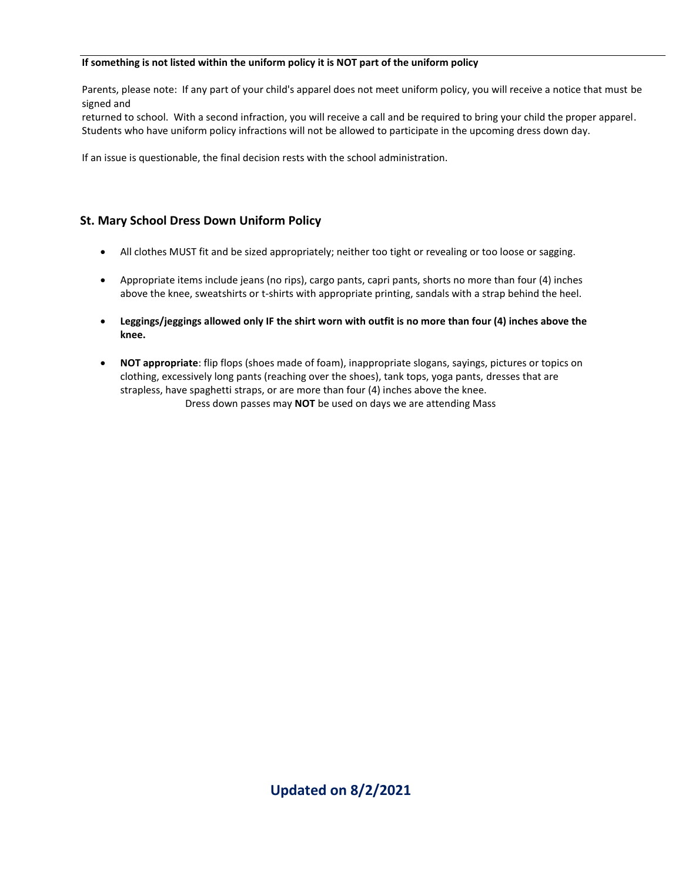**If something is not listed within the uniform policy it is NOT part of the uniform policy**

Parents, please note: If any part of your child's apparel does not meet uniform policy, you will receive a notice that must be signed and returned to school. With a second infraction, you will receive a call and be required to bring your child the proper apparel. Students who have uniform policy infractions will not be allowed to participate in the upcoming dress down day.

If an issue is questionable, the final decision rests with the school administration.

### St. Mary School Dress Down Uniform Policy

- All clothes MUST fit and be sized appropriately; neither too tight or revealing or too loose or sagging.
- Appropriate items include jeans (no rips), cargo pants, capri pants, shorts no more than four (4) inches above the knee, sweatshirts or t-shirts with appropriate printing, sandals with a strap behind the heel.
- **Leggings/jeggings allowed only IF the shirt worn with outfit is no more than four (4) inches above the knee.**
- **NOT appropriate**: flip flops (shoes made of foam), inappropriate slogans, sayings, pictures or topics on clothing, excessively long pants (reaching over the shoes), tank tops, yoga pants, dresses that are strapless, have spaghetti straps, or are more than four (4) inches above the knee.

Dress down passes may **NOT** be used on days we are attending Mass

**Updated on 8/2/2021**